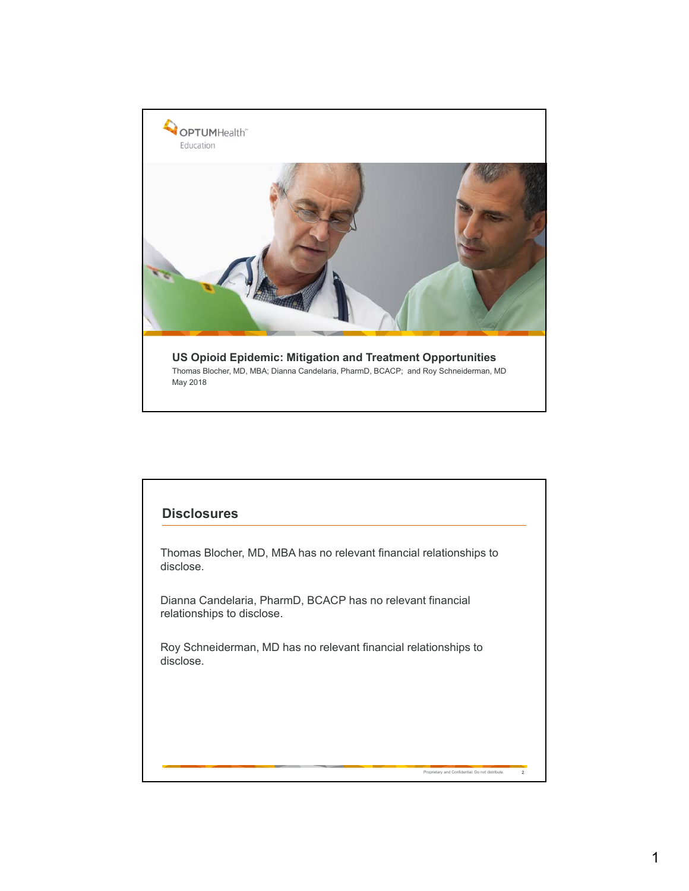OPTUMHealth™
Education

# US Opioid Epidemic: Mitigation and Treatment Opportunities

Thomas Blocher, MD, MBA; Dianna Candelaria, PharmD, BCACP; and Roy Schneiderman, MD

May 2018

## Disclosures

Thomas Blocher, MD, MBA has no relevant financial relationships to disclose.

Dianna Candelaria, PharmD, BCACP has no relevant financial relationships to disclose.

Roy Schneiderman, MD has no relevant financial relationships to disclose.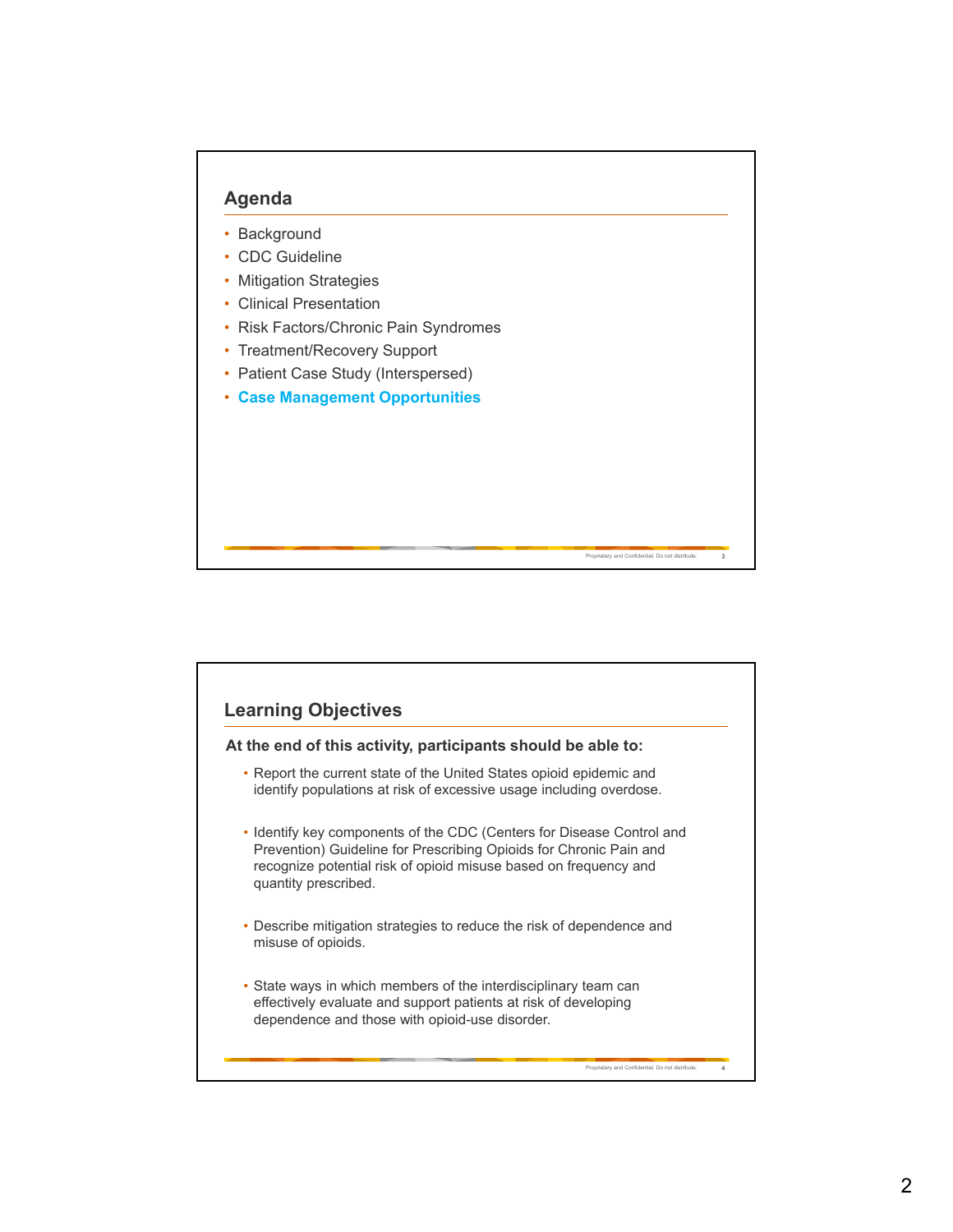## Agenda

- Background
- CDC Guideline
- Mitigation Strategies
- Clinical Presentation
- Risk Factors/Chronic Pain Syndromes
- Treatment/Recovery Support
- Patient Case Study (Interspersed)
- **Case Management Opportunities**

## Learning Objectives

**At the end of this activity, participants should be able to:**

- Report the current state of the United States opioid epidemic and identify populations at risk of excessive usage including overdose.
- Identify key components of the CDC (Centers for Disease Control and Prevention) Guideline for Prescribing Opioids for Chronic Pain and recognize potential risk of opioid misuse based on frequency and quantity prescribed.
- Describe mitigation strategies to reduce the risk of dependence and misuse of opioids.
- State ways in which members of the interdisciplinary team can effectively evaluate and support patients at risk of developing dependence and those with opioid-use disorder.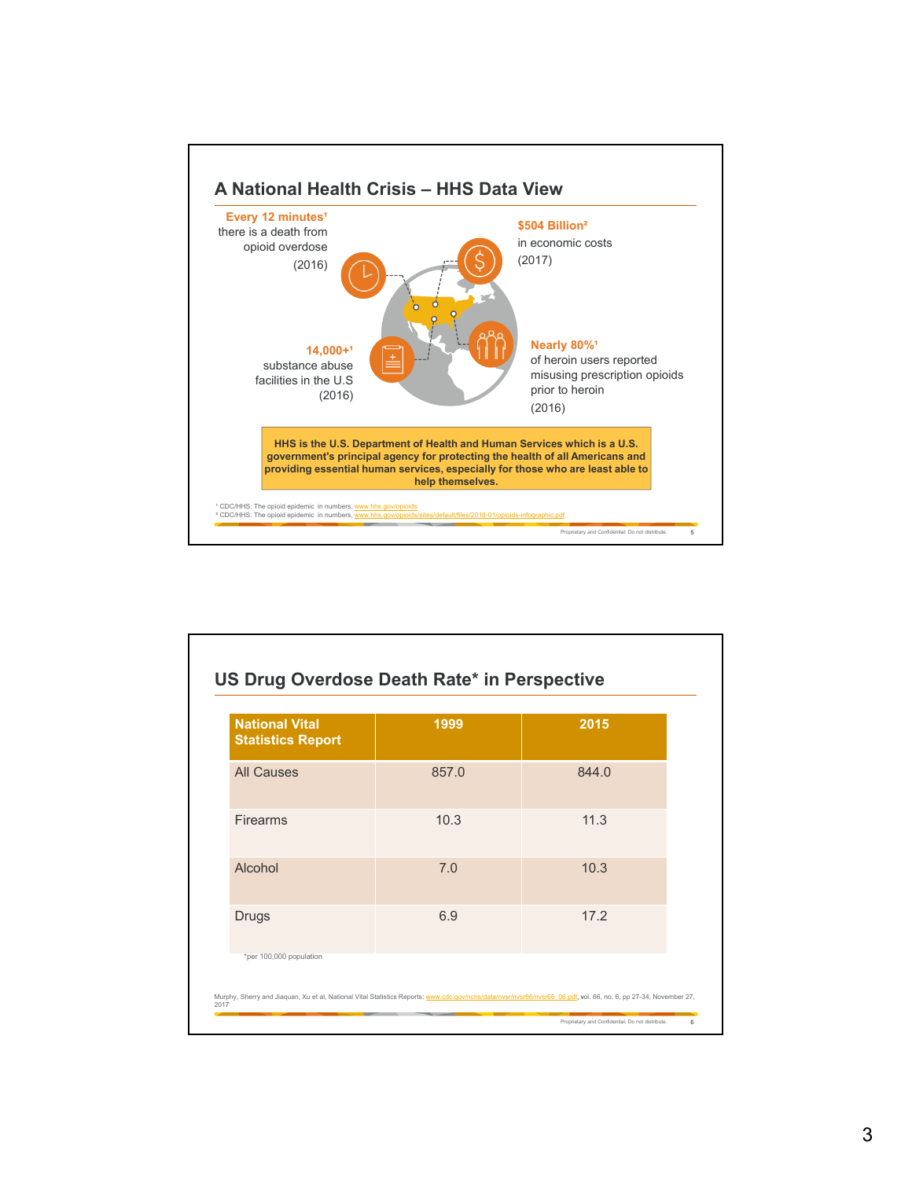## A National Health Crisis – HHS Data View

**Every 12 minutes**[1]
there is a death from opioid overdose
(2016)

**$504 Billion**[2]
in economic costs
(2017)

**14,000+**[1]
substance abuse facilities in the U.S
(2016)

**Nearly 80%**[1]
of heroin users reported misusing prescription opioids prior to heroin
(2016)

**HHS is the U.S. Department of Health and Human Services which is a U.S. government's principal agency for protecting the health of all Americans and providing essential human services, especially for those who are least able to help themselves.**

[1] CDC/HHS: The opioid epidemic in numbers, www.hhs.gov/opioids
[2] CDC/HHS: The opioid epidemic in numbers, www.hhs.gov/opioids/sites/default/files/2018-01/opioids-infographic.pdf

Proprietary and Confidential. Do not distribute.

## US Drug Overdose Death Rate* in Perspective

| National Vital Statistics Report | 1999 | 2015 |
|---|---|---|
| All Causes | 857.0 | 844.0 |
| Firearms | 10.3 | 11.3 |
| Alcohol | 7.0 | 10.3 |
| Drugs | 6.9 | 17.2 |

*per 100,000 population

Murphy, Sherry and Jiaquan, Xu et al, National Vital Statistics Reports: www.cdc.gov/nchs/data/nvsr/nvsr66/nvsr66_06.pdf, vol. 66, no. 6, pp 27-34, November 27, 2017

Proprietary and Confidential. Do not distribute.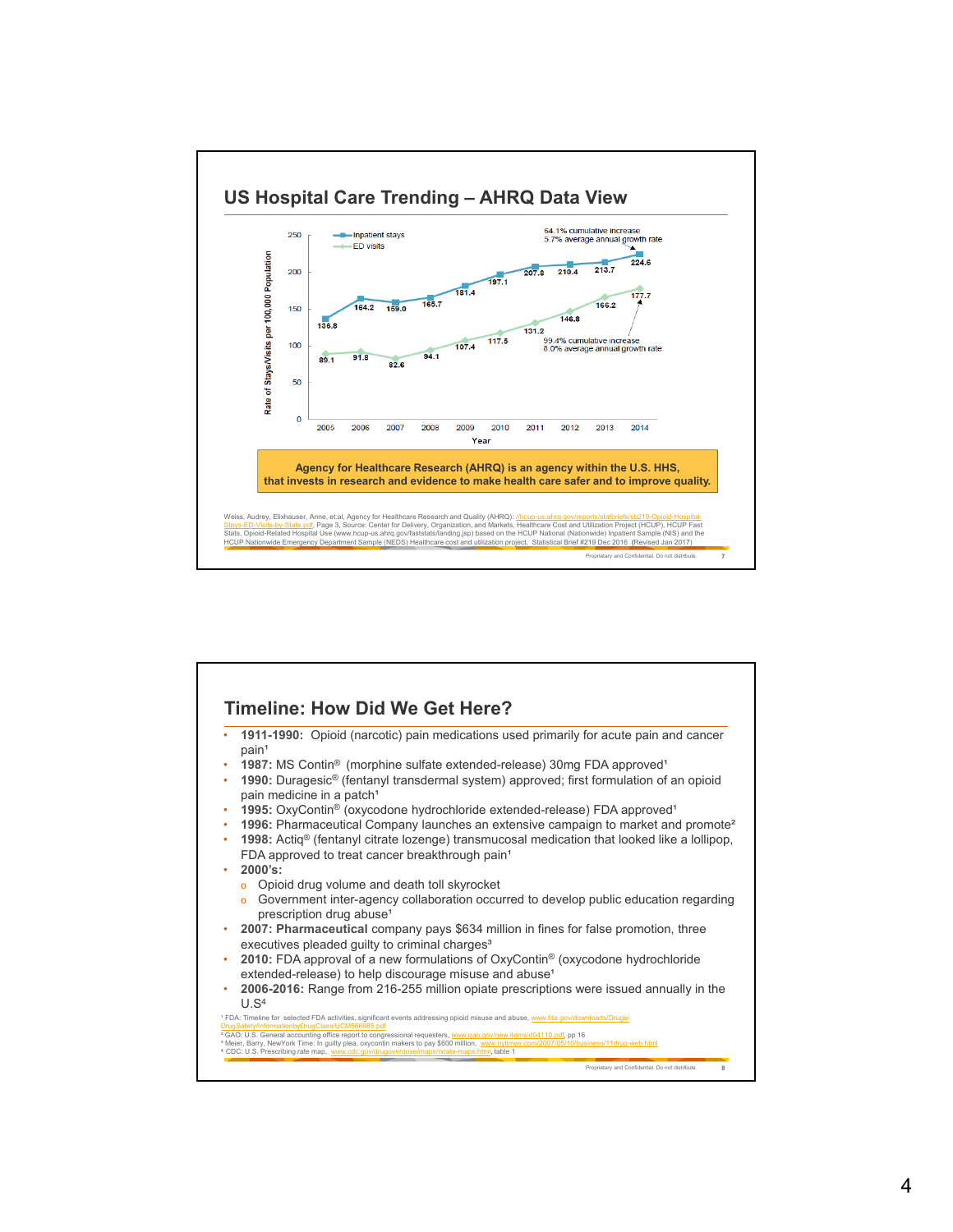## US Hospital Care Trending – AHRQ Data View

Rate of Stays/Visits per 100,000 Population

| Year | Inpatient stays | ED visits |
|---|---|---|
| 2005 | 136.8 | 89.1 |
| 2006 | 164.2 | 91.8 |
| 2007 | 159.0 | 82.6 |
| 2008 | 165.7 | 94.1 |
| 2009 | 181.4 | 107.4 |
| 2010 | 197.1 | 117.5 |
| 2011 | 207.8 | 131.2 |
| 2012 | 210.4 | 146.8 |
| 2013 | 213.7 | 166.2 |
| 2014 | 224.6 | 177.7 |

Inpatient stays: 64.1% cumulative increase, 5.7% average annual growth rate

ED visits: 99.4% cumulative increase, 8.0% average annual growth rate

**Agency for Healthcare Research (AHRQ) is an agency within the U.S. HHS, that invests in research and evidence to make health care safer and to improve quality.**

Weiss, Audrey, Elixhauser, Anne, et.al, Agency for Healthcare Research and Quality (AHRQ): //hcup-us.ahrq.gov/reports/statbriefs/sb219-Opioid-Hospital-Stays-ED-Visits-by-State.pdf, Page 3, Source: Center for Delivery, Organization, and Markets, Healthcare Cost and Utilization Project (HCUP), HCUP Fast Stats, Opioid-Related Hospital Use (www.hcup-us.ahrq.gov/faststats/landing.jsp) based on the HCUP National (Nationwide) Inpatient Sample (NIS) and the HCUP Nationwide Emergency Department Sample (NEDS) Healthcare cost and utilization project, Statistical Brief #219 Dec 2016 (Revised Jan 2017)

Proprietary and Confidential. Do not distribute.

## Timeline: How Did We Get Here?

- **1911-1990:** Opioid (narcotic) pain medications used primarily for acute pain and cancer pain[1]
- **1987:** MS Contin® (morphine sulfate extended-release) 30mg FDA approved[1]
- **1990:** Duragesic® (fentanyl transdermal system) approved; first formulation of an opioid pain medicine in a patch[1]
- **1995:** OxyContin® (oxycodone hydrochloride extended-release) FDA approved[1]
- **1996:** Pharmaceutical Company launches an extensive campaign to market and promote[2]
- **1998:** Actiq® (fentanyl citrate lozenge) transmucosal medication that looked like a lollipop, FDA approved to treat cancer breakthrough pain[1]
- **2000's:**
  - Opioid drug volume and death toll skyrocket
  - Government inter-agency collaboration occurred to develop public education regarding prescription drug abuse[1]
- **2007: Pharmaceutical** company pays $634 million in fines for false promotion, three executives pleaded guilty to criminal charges[3]
- **2010:** FDA approval of a new formulations of OxyContin® (oxycodone hydrochloride extended-release) to help discourage misuse and abuse[1]
- **2006-2016:** Range from 216-255 million opiate prescriptions were issued annually in the U.S[4]

[1] FDA: Timeline for selected FDA activities, significant events addressing opioid misuse and abuse, www.fda.gov/downloads/Drugs/DrugSafety/InformationbyDrugClass/UCM566985.pdf
[2] GAO: U.S. General accounting office report to congressional requesters, www.gao.gov/new.items/d04110.pdf, pp 16
[3] Meier, Barry, NewYork Time: In guilty plea, oxycontin makers to pay $600 million, www.nytimes.com/2007/05/10/business/11drug-web.html
[4] CDC: U.S. Prescribing rate map, www.cdc.gov/drugoverdose/maps/rxrate-maps.html, table 1

Proprietary and Confidential. Do not distribute.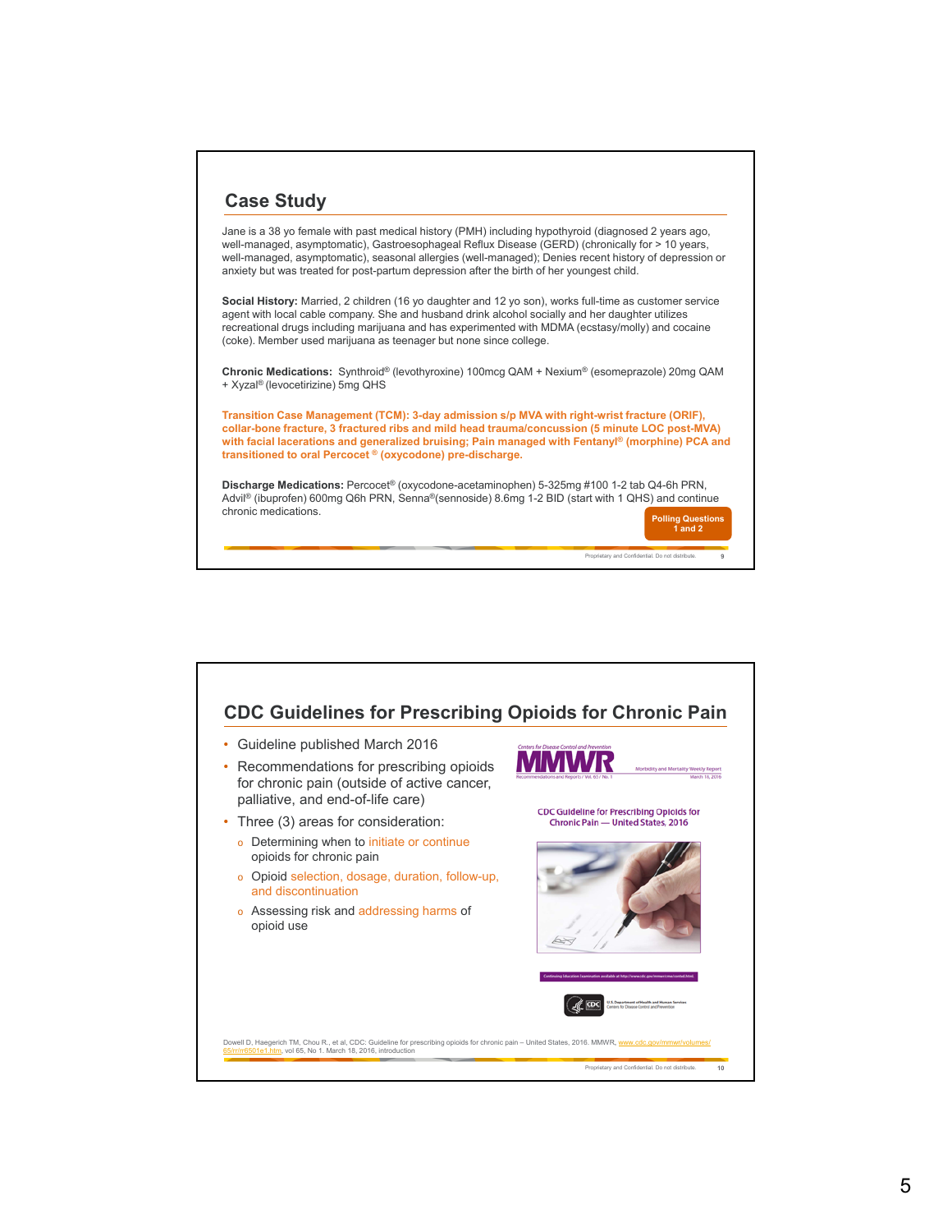## Case Study

Jane is a 38 yo female with past medical history (PMH) including hypothyroid (diagnosed 2 years ago, well-managed, asymptomatic), Gastroesophageal Reflux Disease (GERD) (chronically for > 10 years, well-managed, asymptomatic), seasonal allergies (well-managed); Denies recent history of depression or anxiety but was treated for post-partum depression after the birth of her youngest child.

**Social History:** Married, 2 children (16 yo daughter and 12 yo son), works full-time as customer service agent with local cable company. She and husband drink alcohol socially and her daughter utilizes recreational drugs including marijuana and has experimented with MDMA (ecstasy/molly) and cocaine (coke). Member used marijuana as teenager but none since college.

**Chronic Medications:** Synthroid® (levothyroxine) 100mcg QAM + Nexium® (esomeprazole) 20mg QAM + Xyzal® (levocetirizine) 5mg QHS

**Transition Case Management (TCM): 3-day admission s/p MVA with right-wrist fracture (ORIF), collar-bone fracture, 3 fractured ribs and mild head trauma/concussion (5 minute LOC post-MVA) with facial lacerations and generalized bruising; Pain managed with Fentanyl® (morphine) PCA and transitioned to oral Percocet ® (oxycodone) pre-discharge.**

**Discharge Medications:** Percocet® (oxycodone-acetaminophen) 5-325mg #100 1-2 tab Q4-6h PRN, Advil® (ibuprofen) 600mg Q6h PRN, Senna®(sennoside) 8.6mg 1-2 BID (start with 1 QHS) and continue chronic medications.

**Polling Questions 1 and 2**

Proprietary and Confidential. Do not distribute.

## CDC Guidelines for Prescribing Opioids for Chronic Pain

- Guideline published March 2016
- Recommendations for prescribing opioids for chronic pain (outside of active cancer, palliative, and end-of-life care)
- Three (3) areas for consideration:
  - Determining when to initiate or continue opioids for chronic pain
  - Opioid selection, dosage, duration, follow-up, and discontinuation
  - Assessing risk and addressing harms of opioid use

Centers for Disease Control and Prevention
MMWR
Morbidity and Mortality Weekly Report
Recommendations and Reports / Vol. 65 / No. 1 — March 18, 2016

CDC Guideline for Prescribing Opioids for Chronic Pain — United States, 2016

Continuing Education examination available at http://www.cdc.gov/mmwr/cme/conted.html.

U.S. Department of Health and Human Services
Centers for Disease Control and Prevention

Dowell D, Haegerich TM, Chou R., et al, CDC: Guideline for prescribing opioids for chronic pain – United States, 2016. MMWR, www.cdc.gov/mmwr/volumes/65/rr/rr6501e1.htm, vol 65, No 1. March 18, 2016, introduction

Proprietary and Confidential. Do not distribute.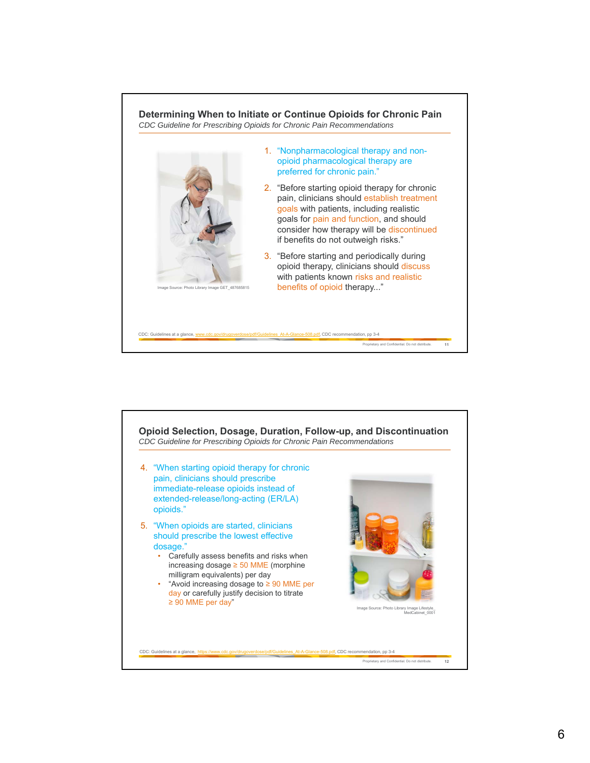## Determining When to Initiate or Continue Opioids for Chronic Pain

*CDC Guideline for Prescribing Opioids for Chronic Pain Recommendations*

Image Source: Photo Library Image GET_487685815

1. "Nonpharmacological therapy and non-opioid pharmacological therapy are preferred for chronic pain."
2. "Before starting opioid therapy for chronic pain, clinicians should establish treatment goals with patients, including realistic goals for pain and function, and should consider how therapy will be discontinued if benefits do not outweigh risks."
3. "Before starting and periodically during opioid therapy, clinicians should discuss with patients known risks and realistic benefits of opioid therapy..."

CDC: Guidelines at a glance, www.cdc.gov/drugoverdose/pdf/Guidelines_At-A-Glance-508.pdf, CDC recommendation, pp 3-4

Proprietary and Confidential. Do not distribute.

## Opioid Selection, Dosage, Duration, Follow-up, and Discontinuation

*CDC Guideline for Prescribing Opioids for Chronic Pain Recommendations*

4. "When starting opioid therapy for chronic pain, clinicians should prescribe immediate-release opioids instead of extended-release/long-acting (ER/LA) opioids."
5. "When opioids are started, clinicians should prescribe the lowest effective dosage."
   - Carefully assess benefits and risks when increasing dosage ≥ 50 MME (morphine milligram equivalents) per day
   - "Avoid increasing dosage to ≥ 90 MME per day or carefully justify decision to titrate ≥ 90 MME per day"

Image Source: Photo Library Image Lifestyle_MedCabinet_0001

CDC: Guidelines at a glance, https://www.cdc.gov/drugoverdose/pdf/Guidelines_At-A-Glance-508.pdf, CDC recommendation, pp 3-4

Proprietary and Confidential. Do not distribute.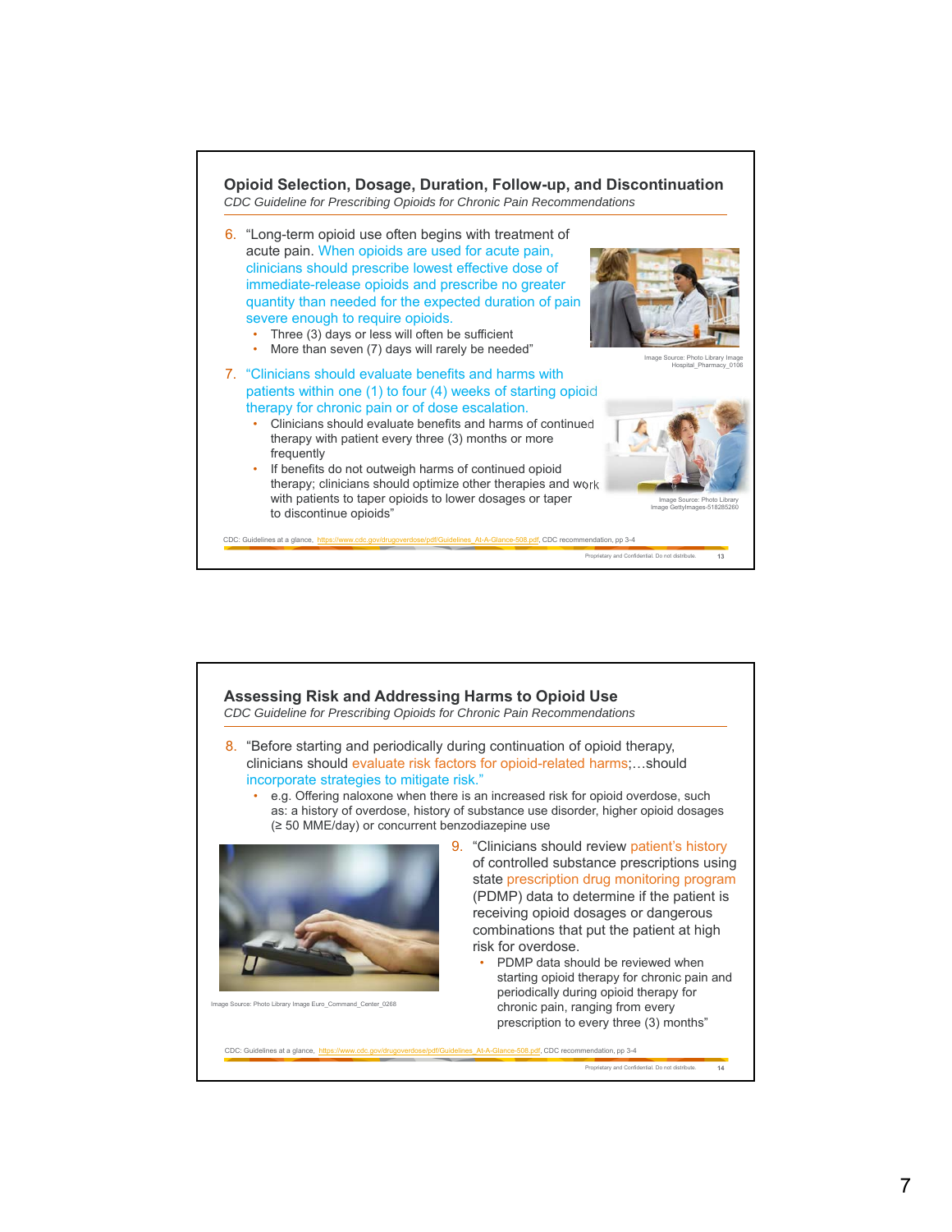## Opioid Selection, Dosage, Duration, Follow-up, and Discontinuation

*CDC Guideline for Prescribing Opioids for Chronic Pain Recommendations*

6. "Long-term opioid use often begins with treatment of acute pain. When opioids are used for acute pain, clinicians should prescribe lowest effective dose of immediate-release opioids and prescribe no greater quantity than needed for the expected duration of pain severe enough to require opioids.
   - Three (3) days or less will often be sufficient
   - More than seven (7) days will rarely be needed"

Image Source: Photo Library Image Hospital_Pharmacy_0106

7. "Clinicians should evaluate benefits and harms with patients within one (1) to four (4) weeks of starting opioid therapy for chronic pain or of dose escalation.
   - Clinicians should evaluate benefits and harms of continued therapy with patient every three (3) months or more frequently
   - If benefits do not outweigh harms of continued opioid therapy; clinicians should optimize other therapies and work with patients to taper opioids to lower dosages or taper to discontinue opioids"

Image Source: Photo Library Image GettyImages-518285260

CDC: Guidelines at a glance, https://www.cdc.gov/drugoverdose/pdf/Guidelines_At-A-Glance-508.pdf, CDC recommendation, pp 3-4

Proprietary and Confidential. Do not distribute. 13

## Assessing Risk and Addressing Harms to Opioid Use

*CDC Guideline for Prescribing Opioids for Chronic Pain Recommendations*

8. "Before starting and periodically during continuation of opioid therapy, clinicians should evaluate risk factors for opioid-related harms;…should incorporate strategies to mitigate risk."
   - e.g. Offering naloxone when there is an increased risk for opioid overdose, such as: a history of overdose, history of substance use disorder, higher opioid dosages (≥ 50 MME/day) or concurrent benzodiazepine use

Image Source: Photo Library Image Euro_Command_Center_0268

9. "Clinicians should review patient's history of controlled substance prescriptions using state prescription drug monitoring program (PDMP) data to determine if the patient is receiving opioid dosages or dangerous combinations that put the patient at high risk for overdose.
   - PDMP data should be reviewed when starting opioid therapy for chronic pain and periodically during opioid therapy for chronic pain, ranging from every prescription to every three (3) months"

CDC: Guidelines at a glance, https://www.cdc.gov/drugoverdose/pdf/Guidelines_At-A-Glance-508.pdf, CDC recommendation, pp 3-4

Proprietary and Confidential. Do not distribute. 14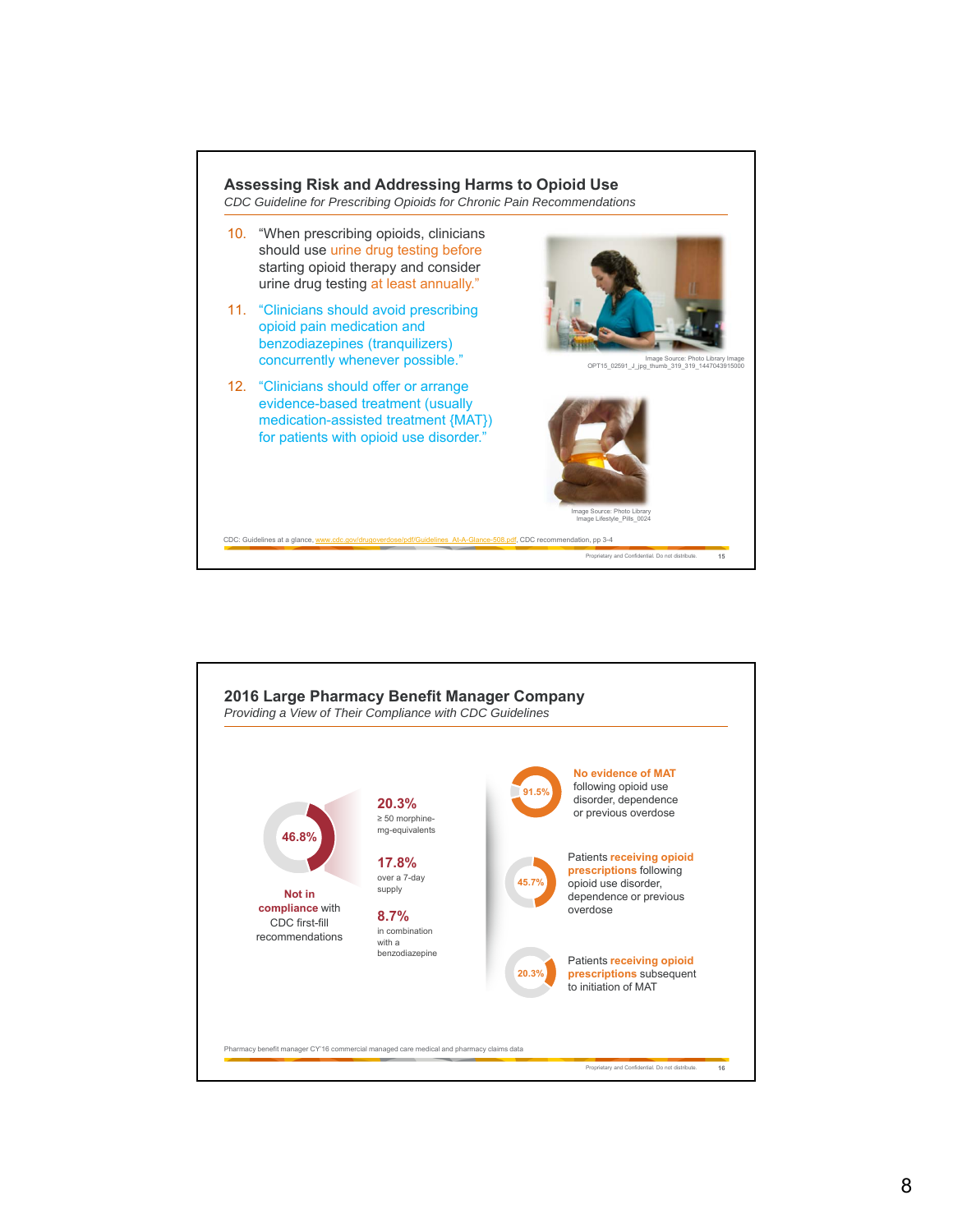## Assessing Risk and Addressing Harms to Opioid Use

*CDC Guideline for Prescribing Opioids for Chronic Pain Recommendations*

10. "When prescribing opioids, clinicians should use urine drug testing before starting opioid therapy and consider urine drug testing at least annually."
11. "Clinicians should avoid prescribing opioid pain medication and benzodiazepines (tranquilizers) concurrently whenever possible."
12. "Clinicians should offer or arrange evidence-based treatment (usually medication-assisted treatment {MAT}) for patients with opioid use disorder."

Image Source: Photo Library Image OPT15_02591_J_jpg_thumb_319_319_1447043915000

Image Source: Photo Library Image Lifestyle_Pills_0024

CDC: Guidelines at a glance, www.cdc.gov/drugoverdose/pdf/Guidelines_At-A-Glance-508.pdf, CDC recommendation, pp 3-4

Proprietary and Confidential. Do not distribute.

## 2016 Large Pharmacy Benefit Manager Company

*Providing a View of Their Compliance with CDC Guidelines*

46.8%

**Not in compliance** with CDC first-fill recommendations

- **20.3%** ≥ 50 morphine-mg-equivalents
- **17.8%** over a 7-day supply
- **8.7%** in combination with a benzodiazepine

91.5% — **No evidence of MAT** following opioid use disorder, dependence or previous overdose

45.7% — Patients **receiving opioid prescriptions** following opioid use disorder, dependence or previous overdose

20.3% — Patients **receiving opioid prescriptions** subsequent to initiation of MAT

Pharmacy benefit manager CY'16 commercial managed care medical and pharmacy claims data

Proprietary and Confidential. Do not distribute.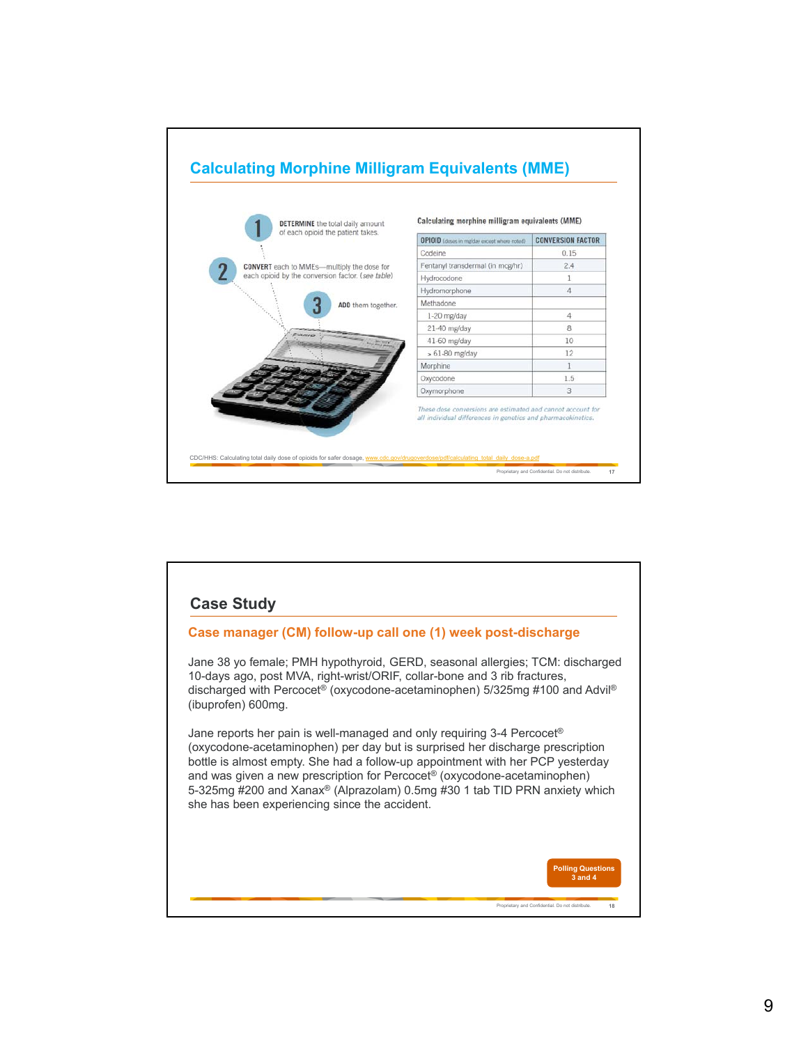## Calculating Morphine Milligram Equivalents (MME)

1. **DETERMINE** the total daily amount of each opioid the patient takes.
2. **CONVERT** each to MMEs—multiply the dose for each opioid by the conversion factor. *(see table)*
3. **ADD** them together.

**Calculating morphine milligram equivalents (MME)**

| OPIOID (doses in mg/day except where noted) | CONVERSION FACTOR |
|---|---|
| Codeine | 0.15 |
| Fentanyl transdermal (in mcg/hr) | 2.4 |
| Hydrocodone | 1 |
| Hydromorphone | 4 |
| Methadone | |
| 1-20 mg/day | 4 |
| 21-40 mg/day | 8 |
| 41-60 mg/day | 10 |
| ≥ 61-80 mg/day | 12 |
| Morphine | 1 |
| Oxycodone | 1.5 |
| Oxymorphone | 3 |

*These dose conversions are estimated and cannot account for all individual differences in genetics and pharmacokinetics.*

CDC/HHS: Calculating total daily dose of opioids for safer dosage. www.cdc.gov/drugoverdose/pdf/calculating_total_daily_dose-a.pdf

## Case Study

### Case manager (CM) follow-up call one (1) week post-discharge

Jane 38 yo female; PMH hypothyroid, GERD, seasonal allergies; TCM: discharged 10-days ago, post MVA, right-wrist/ORIF, collar-bone and 3 rib fractures, discharged with Percocet® (oxycodone-acetaminophen) 5/325mg #100 and Advil® (ibuprofen) 600mg.

Jane reports her pain is well-managed and only requiring 3-4 Percocet® (oxycodone-acetaminophen) per day but is surprised her discharge prescription bottle is almost empty. She had a follow-up appointment with her PCP yesterday and was given a new prescription for Percocet® (oxycodone-acetaminophen) 5-325mg #200 and Xanax® (Alprazolam) 0.5mg #30 1 tab TID PRN anxiety which she has been experiencing since the accident.

Polling Questions 3 and 4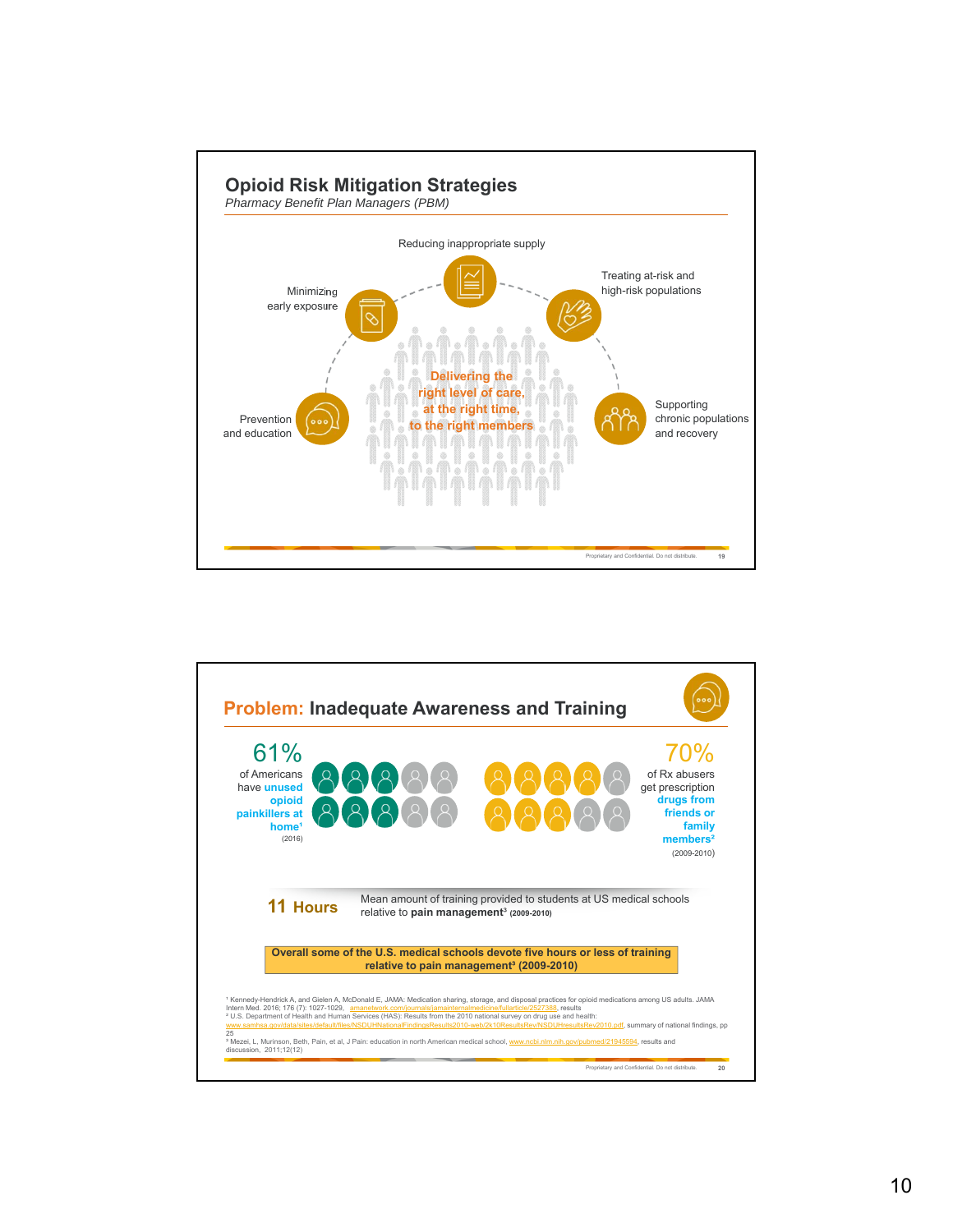## Opioid Risk Mitigation Strategies

*Pharmacy Benefit Plan Managers (PBM)*

- Reducing inappropriate supply
- Treating at-risk and high-risk populations
- Supporting chronic populations and recovery
- Prevention and education
- Minimizing early exposure

**Delivering the right level of care, at the right time, to the right members**

Proprietary and Confidential. Do not distribute.

## Problem: Inadequate Awareness and Training

**61%** of Americans have **unused opioid painkillers at home**[1] (2016)

**70%** of Rx abusers get prescription **drugs from friends or family members**[2] (2009-2010)

**11 Hours** — Mean amount of training provided to students at US medical schools relative to **pain management**[3] (2009-2010)

**Overall some of the U.S. medical schools devote five hours or less of training relative to pain management[3] (2009-2010)**

[1] Kennedy-Hendrick A, and Gielen A, McDonald E, JAMA: Medication sharing, storage, and disposal practices for opioid medications among US adults. JAMA Intern Med. 2016; 176 (7): 1027-1029, amanetwork.com/journals/jamainternalmedicine/fullarticle/2527388, results

[2] U.S. Department of Health and Human Services (HAS): Results from the 2010 national survey on drug use and health: www.samhsa.gov/data/sites/default/files/NSDUHNationalFindingsResults2010-web/2k10ResultsRev/NSDUHresultsRev2010.pdf, summary of national findings, pp 25

[3] Mezei, L, Murinson, Beth, Pain, et al, J Pain: education in north American medical school, www.ncbi.nlm.nih.gov/pubmed/21945594, results and discussion, 2011;12(12)

Proprietary and Confidential. Do not distribute.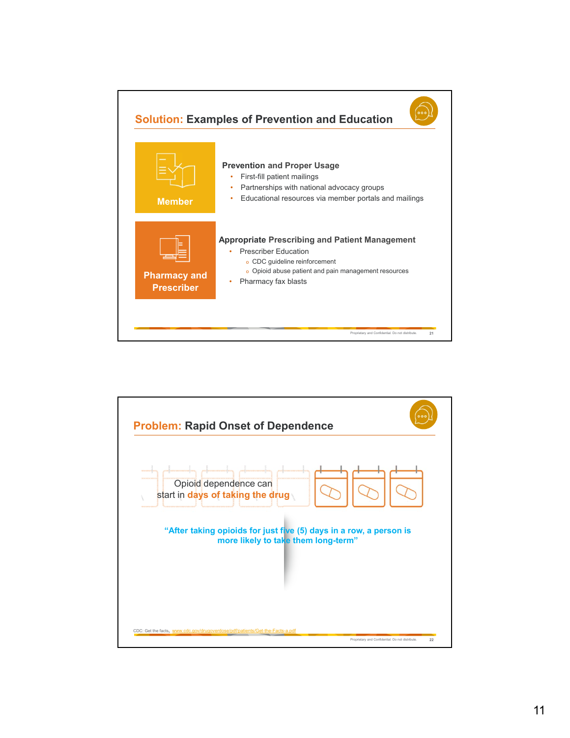## Solution: Examples of Prevention and Education

**Member**

**Prevention and Proper Usage**

- First-fill patient mailings
- Partnerships with national advocacy groups
- Educational resources via member portals and mailings

**Pharmacy and Prescriber**

**Appropriate Prescribing and Patient Management**

- Prescriber Education
  - CDC guideline reinforcement
  - Opioid abuse patient and pain management resources
- Pharmacy fax blasts

## Problem: Rapid Onset of Dependence

Opioid dependence can start in **days of taking the drug**

**"After taking opioids for just five (5) days in a row, a person is more likely to take them long-term"**

CDC: Get the facts, www.cdc.gov/drugoverdose/pdf/patients/Get-the-Facts-a.pdf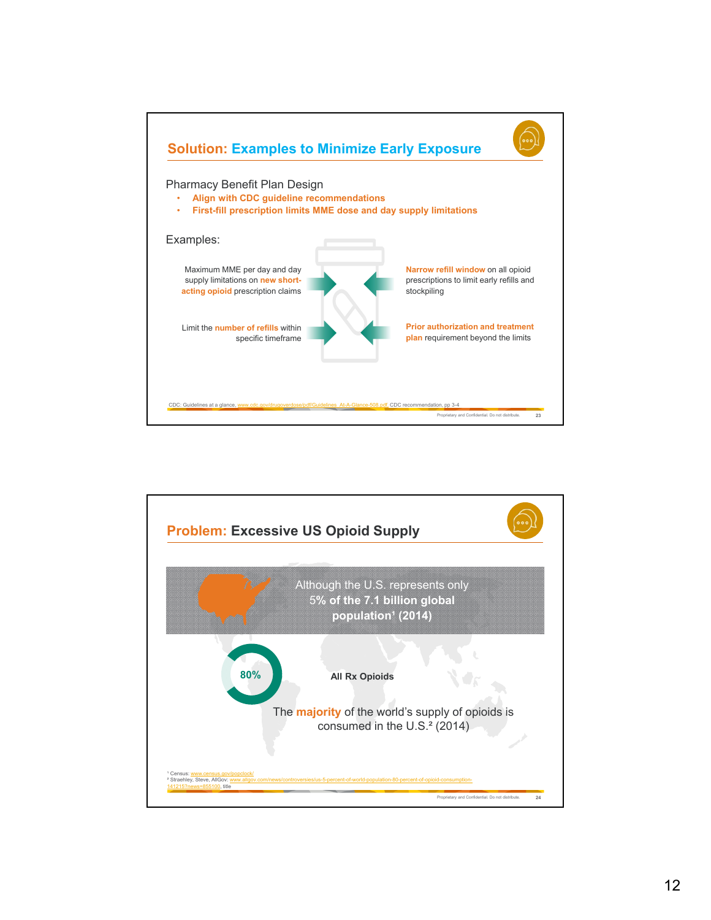## Solution: Examples to Minimize Early Exposure

Pharmacy Benefit Plan Design

- **Align with CDC guideline recommendations**
- **First-fill prescription limits MME dose and day supply limitations**

Examples:

Maximum MME per day and day supply limitations on **new short-acting opioid** prescription claims

**Narrow refill window** on all opioid prescriptions to limit early refills and stockpiling

Limit the **number of refills** within specific timeframe

**Prior authorization and treatment plan** requirement beyond the limits

CDC: Guidelines at a glance, www.cdc.gov/drugoverdose/pdf/Guidelines_At-A-Glance-508.pdf CDC recommendation, pp 3-4

## Problem: Excessive US Opioid Supply

Although the U.S. represents only **5% of the 7.1 billion global population**[1] **(2014)**

80%

**All Rx Opioids**

The **majority** of the world's supply of opioids is consumed in the U.S.[2] (2014)

[1] Census: www.census.gov/popclock/

[2] Straehley, Steve, AllGov: www.allgov.com/news/controversies/us-5-percent-of-world-population-80-percent-of-opioid-consumption-141215?news=855100, title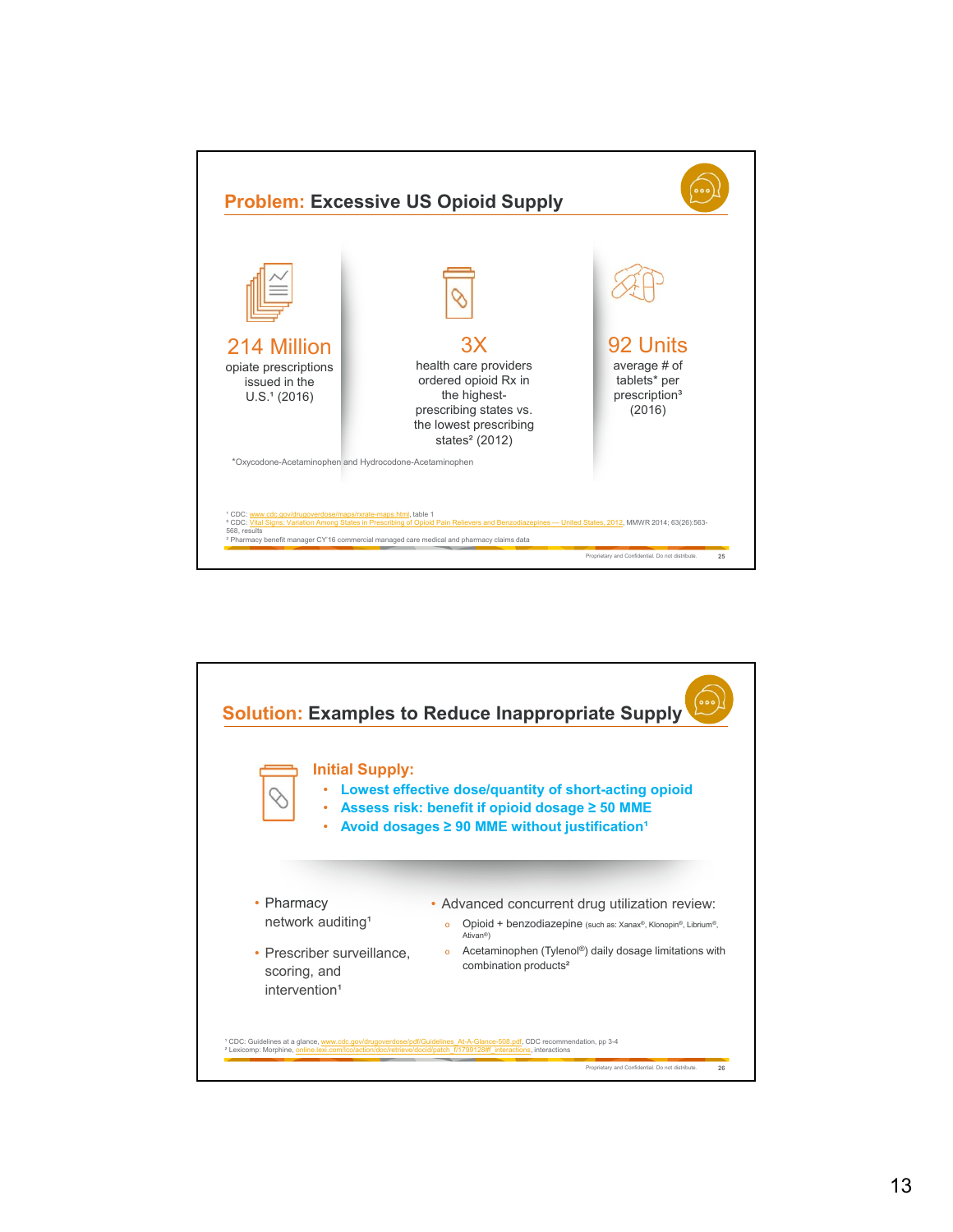## Problem: Excessive US Opioid Supply

**214 Million**
opiate prescriptions issued in the U.S.[1] (2016)

**3X**
health care providers ordered opioid Rx in the highest-prescribing states vs. the lowest prescribing states[2] (2012)

**92 Units**
average # of tablets* per prescription[3] (2016)

*Oxycodone-Acetaminophen and Hydrocodone-Acetaminophen

[1] CDC: www.cdc.gov/drugoverdose/maps/rxrate-maps.html, table 1
[2] CDC: Vital Signs: Variation Among States in Prescribing of Opioid Pain Relievers and Benzodiazepines — United States, 2012, MMWR 2014; 63(26):563-568, results
[3] Pharmacy benefit manager CY'16 commercial managed care medical and pharmacy claims data

Proprietary and Confidential. Do not distribute.

## Solution: Examples to Reduce Inappropriate Supply

**Initial Supply:**

- **Lowest effective dose/quantity of short-acting opioid**
- **Assess risk: benefit if opioid dosage ≥ 50 MME**
- **Avoid dosages ≥ 90 MME without justification[1]**

- Pharmacy network auditing[1]
- Prescriber surveillance, scoring, and intervention[1]
- Advanced concurrent drug utilization review:
  - Opioid + benzodiazepine (such as: Xanax®, Klonopin®, Librium®, Ativan®)
  - Acetaminophen (Tylenol®) daily dosage limitations with combination products[2]

[1] CDC: Guidelines at a glance, www.cdc.gov/drugoverdose/pdf/Guidelines_At-A-Glance-508.pdf, CDC recommendation, pp 3-4
[2] Lexicomp: Morphine, online.lexi.com/lco/action/doc/retrieve/docid/patch_f/1799128#f_interactions, interactions

Proprietary and Confidential. Do not distribute.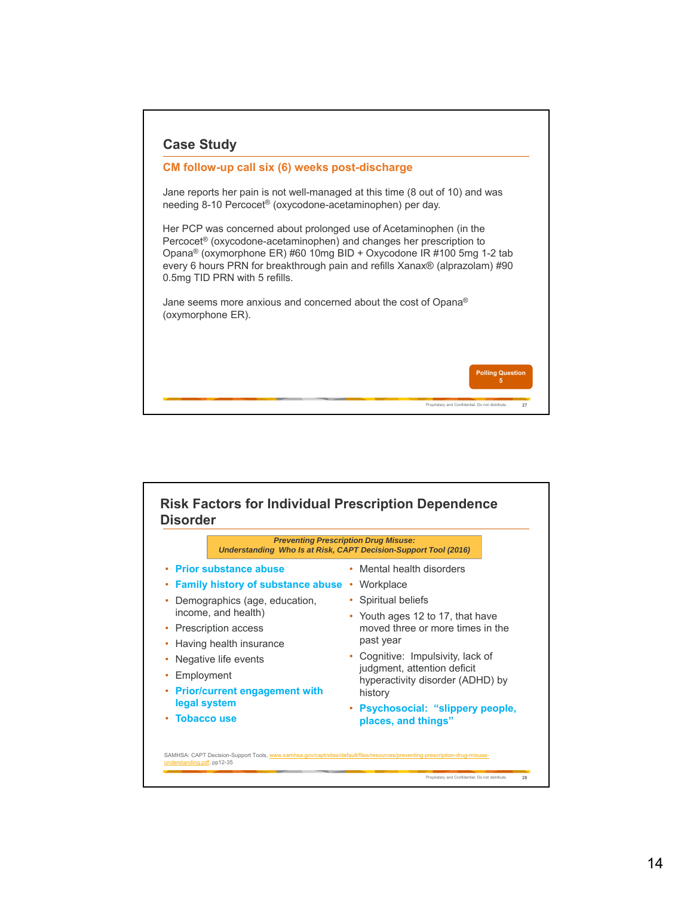## Case Study

### CM follow-up call six (6) weeks post-discharge

Jane reports her pain is not well-managed at this time (8 out of 10) and was needing 8-10 Percocet® (oxycodone-acetaminophen) per day.

Her PCP was concerned about prolonged use of Acetaminophen (in the Percocet® (oxycodone-acetaminophen) and changes her prescription to Opana® (oxymorphone ER) #60 10mg BID + Oxycodone IR #100 5mg 1-2 tab every 6 hours PRN for breakthrough pain and refills Xanax® (alprazolam) #90 0.5mg TID PRN with 5 refills.

Jane seems more anxious and concerned about the cost of Opana® (oxymorphone ER).

Polling Question 5

## Risk Factors for Individual Prescription Dependence Disorder

***Preventing Prescription Drug Misuse: Understanding Who Is at Risk, CAPT Decision-Support Tool (2016)***

- **Prior substance abuse**
- **Family history of substance abuse**
- Demographics (age, education, income, and health)
- Prescription access
- Having health insurance
- Negative life events
- Employment
- **Prior/current engagement with legal system**
- **Tobacco use**
- Mental health disorders
- Workplace
- Spiritual beliefs
- Youth ages 12 to 17, that have moved three or more times in the past year
- Cognitive: Impulsivity, lack of judgment, attention deficit hyperactivity disorder (ADHD) by history
- **Psychosocial: "slippery people, places, and things"**

SAMHSA: CAPT Decision-Support Tools, www.samhsa.gov/capt/sites/default/files/resources/preventing-prescription-drug-misuse-understanding.pdf, pp12-35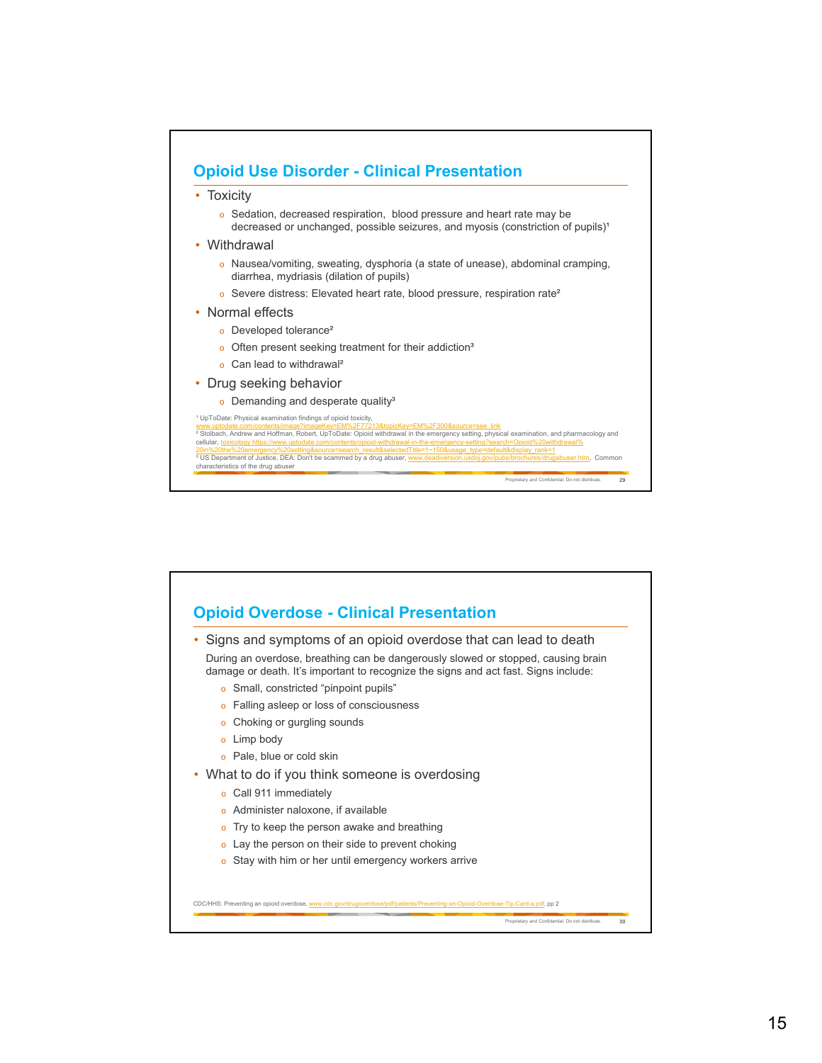## Opioid Use Disorder - Clinical Presentation

- Toxicity
  - Sedation, decreased respiration, blood pressure and heart rate may be decreased or unchanged, possible seizures, and myosis (constriction of pupils)[1]
- Withdrawal
  - Nausea/vomiting, sweating, dysphoria (a state of unease), abdominal cramping, diarrhea, mydriasis (dilation of pupils)
  - Severe distress: Elevated heart rate, blood pressure, respiration rate[2]
- Normal effects
  - Developed tolerance[2]
  - Often present seeking treatment for their addiction[3]
  - Can lead to withdrawal[2]
- Drug seeking behavior
  - Demanding and desperate quality[3]

[1] UpToDate: Physical examination findings of opioid toxicity, www.uptodate.com/contents/image?imageKey=EM%2F77213&topicKey=EM%2F300&source=see_link
[2] Stolbach, Andrew and Hoffman, Robert, UpToDate: Opioid withdrawal in the emergency setting, physical examination, and pharmacology and cellular, toxicology https://www.uptodate.com/contents/opioid-withdrawal-in-the-emergency-setting?search=Opioid%20withdrawal%20in%20the%20emergency%20setting&source=search_result&selectedTitle=1~150&usage_type=default&display_rank=1
[3] US Department of Justice, DEA: Don't be scammed by a drug abuser, www.deadiversion.usdoj.gov/pubs/brochures/drugabuser.htm, Common characteristics of the drug abuser

## Opioid Overdose - Clinical Presentation

- Signs and symptoms of an opioid overdose that can lead to death

  During an overdose, breathing can be dangerously slowed or stopped, causing brain damage or death. It's important to recognize the signs and act fast. Signs include:
  - Small, constricted "pinpoint pupils"
  - Falling asleep or loss of consciousness
  - Choking or gurgling sounds
  - Limp body
  - Pale, blue or cold skin
- What to do if you think someone is overdosing
  - Call 911 immediately
  - Administer naloxone, if available
  - Try to keep the person awake and breathing
  - Lay the person on their side to prevent choking
  - Stay with him or her until emergency workers arrive

CDC/HHS: Preventing an opioid overdose, www.cdc.gov/drugoverdose/pdf/patients/Preventing-an-Opioid-Overdose-Tip-Card-a.pdf, pp 2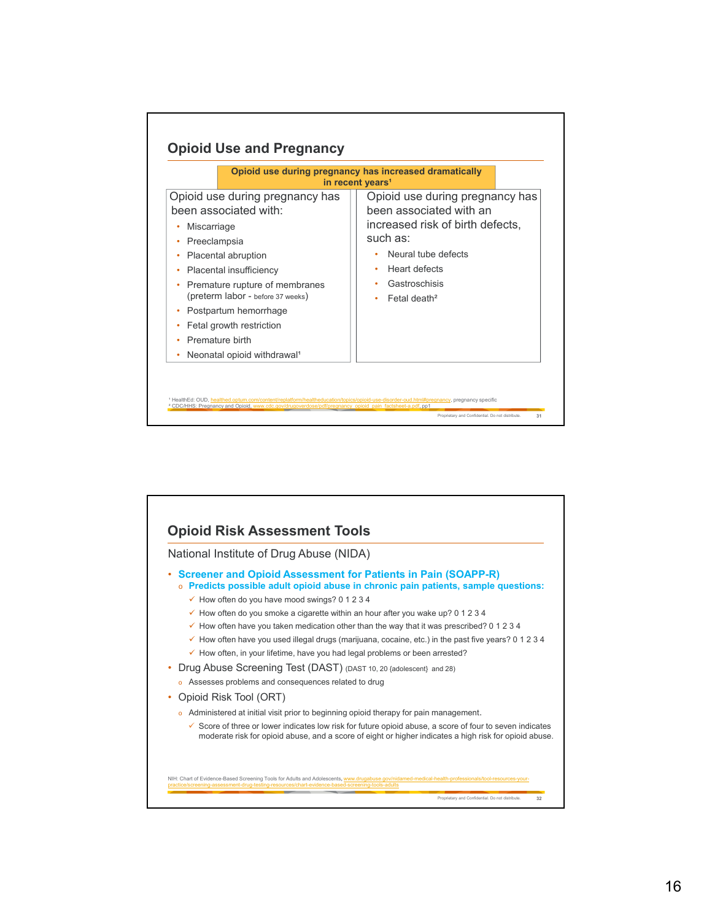## Opioid Use and Pregnancy

**Opioid use during pregnancy has increased dramatically in recent years[1]**

Opioid use during pregnancy has been associated with:

- Miscarriage
- Preeclampsia
- Placental abruption
- Placental insufficiency
- Premature rupture of membranes (preterm labor - before 37 weeks)
- Postpartum hemorrhage
- Fetal growth restriction
- Premature birth
- Neonatal opioid withdrawal[1]

Opioid use during pregnancy has been associated with an increased risk of birth defects, such as:

- Neural tube defects
- Heart defects
- Gastroschisis
- Fetal death[2]

[1] HealthEd: OUD, healthed.optum.com/content/replatform/healtheducation/topics/opioid-use-disorder-oud.html#pregnancy, pregnancy specific
[2] CDC/HHS: Pregnancy and Opioid, www.cdc.gov/drugoverdose/pdf/pregnancy_opioid_pain_factsheet-a.pdf, pp1

Proprietary and Confidential. Do not distribute.

## Opioid Risk Assessment Tools

National Institute of Drug Abuse (NIDA)

- **Screener and Opioid Assessment for Patients in Pain (SOAPP-R)**
  - **Predicts possible adult opioid abuse in chronic pain patients, sample questions:**
    - ✓ How often do you have mood swings? 0 1 2 3 4
    - ✓ How often do you smoke a cigarette within an hour after you wake up? 0 1 2 3 4
    - ✓ How often have you taken medication other than the way that it was prescribed? 0 1 2 3 4
    - ✓ How often have you used illegal drugs (marijuana, cocaine, etc.) in the past five years? 0 1 2 3 4
    - ✓ How often, in your lifetime, have you had legal problems or been arrested?
- Drug Abuse Screening Test (DAST) (DAST 10, 20 {adolescent} and 28)
  - Assesses problems and consequences related to drug
- Opioid Risk Tool (ORT)
  - Administered at initial visit prior to beginning opioid therapy for pain management.
    - ✓ Score of three or lower indicates low risk for future opioid abuse, a score of four to seven indicates moderate risk for opioid abuse, and a score of eight or higher indicates a high risk for opioid abuse.

NIH: Chart of Evidence-Based Screening Tools for Adults and Adolescents, www.drugabuse.gov/nidamed-medical-health-professionals/tool-resources-your-practice/screening-assessment-drug-testing-resources/chart-evidence-based-screening-tools-adults

Proprietary and Confidential. Do not distribute.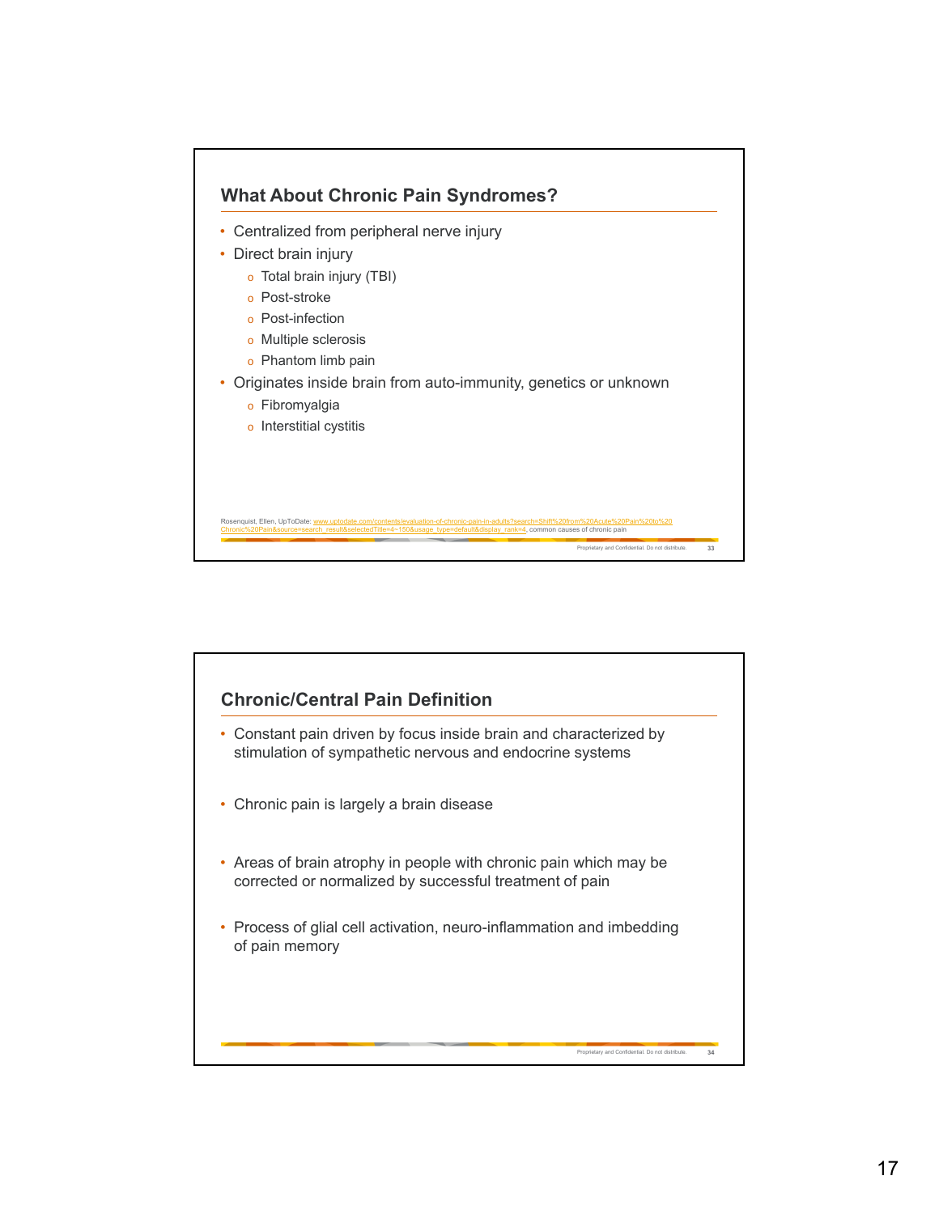## What About Chronic Pain Syndromes?

- Centralized from peripheral nerve injury
- Direct brain injury
  - Total brain injury (TBI)
  - Post-stroke
  - Post-infection
  - Multiple sclerosis
  - Phantom limb pain
- Originates inside brain from auto-immunity, genetics or unknown
  - Fibromyalgia
  - Interstitial cystitis

Rosenquist, Ellen, UpToDate: www.uptodate.com/contents/evaluation-of-chronic-pain-in-adults?search=Shift%20from%20Acute%20Pain%20to%20Chronic%20Pain&source=search_result&selectedTitle=4~150&usage_type=default&display_rank=4, common causes of chronic pain

## Chronic/Central Pain Definition

- Constant pain driven by focus inside brain and characterized by stimulation of sympathetic nervous and endocrine systems
- Chronic pain is largely a brain disease
- Areas of brain atrophy in people with chronic pain which may be corrected or normalized by successful treatment of pain
- Process of glial cell activation, neuro-inflammation and imbedding of pain memory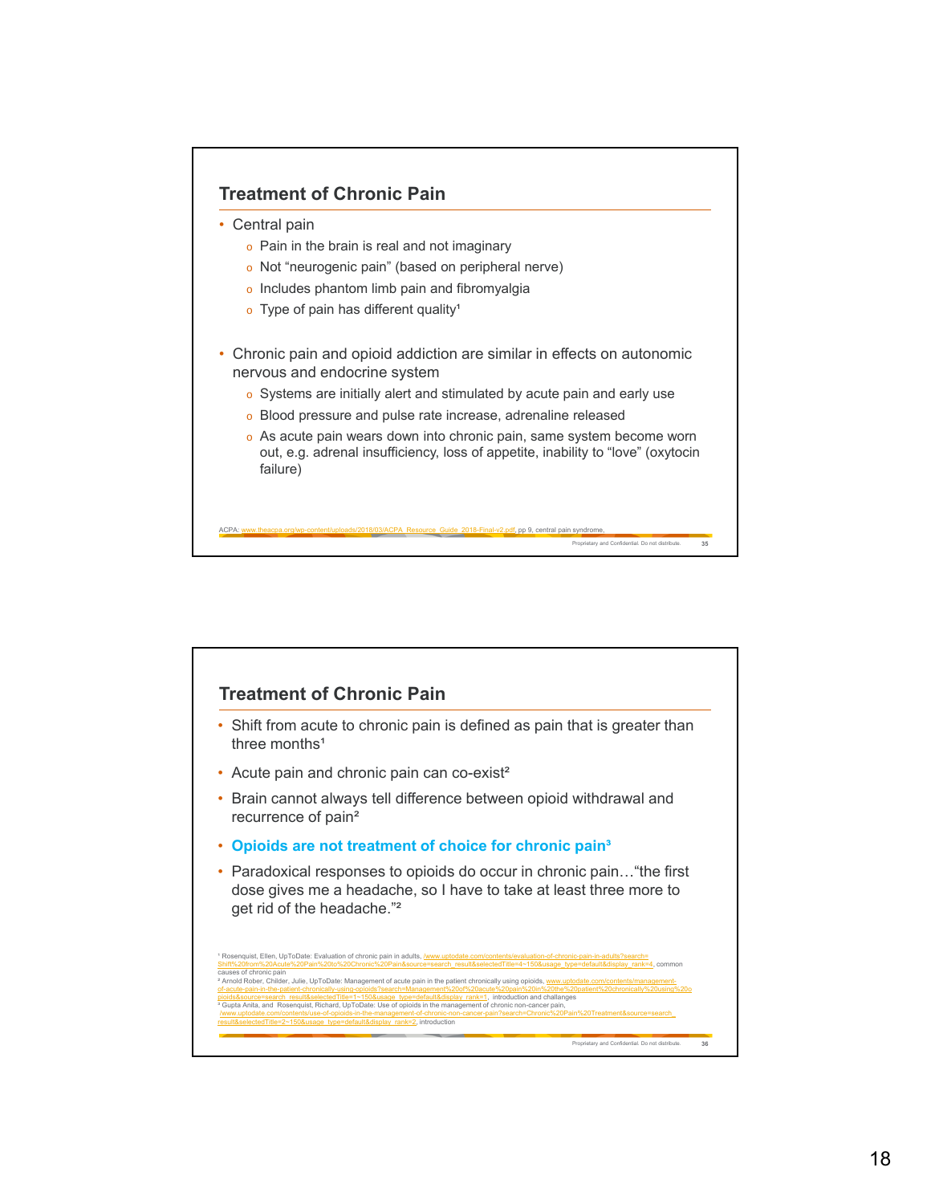## Treatment of Chronic Pain

- Central pain
  - Pain in the brain is real and not imaginary
  - Not "neurogenic pain" (based on peripheral nerve)
  - Includes phantom limb pain and fibromyalgia
  - Type of pain has different quality[1]
- Chronic pain and opioid addiction are similar in effects on autonomic nervous and endocrine system
  - Systems are initially alert and stimulated by acute pain and early use
  - Blood pressure and pulse rate increase, adrenaline released
  - As acute pain wears down into chronic pain, same system become worn out, e.g. adrenal insufficiency, loss of appetite, inability to "love" (oxytocin failure)

ACPA: www.theacpa.org/wp-content/uploads/2018/03/ACPA_Resource_Guide_2018-Final-v2.pdf, pp 9, central pain syndrome,

Proprietary and Confidential. Do not distribute.

## Treatment of Chronic Pain

- Shift from acute to chronic pain is defined as pain that is greater than three months[1]
- Acute pain and chronic pain can co-exist[2]
- Brain cannot always tell difference between opioid withdrawal and recurrence of pain[2]
- **Opioids are not treatment of choice for chronic pain[3]**
- Paradoxical responses to opioids do occur in chronic pain…"the first dose gives me a headache, so I have to take at least three more to get rid of the headache."[2]

[1] Rosenquist, Ellen, UpToDate: Evaluation of chronic pain in adults, /www.uptodate.com/contents/evaluation-of-chronic-pain-in-adults?search=Shift%20from%20Acute%20Pain%20to%20Chronic%20Pain&source=search_result&selectedTitle=4~150&usage_type=default&display_rank=4, common causes of chronic pain

[2] Arnold Rober, Childer, Julie, UpToDate: Management of acute pain in the patient chronically using opioids, www.uptodate.com/contents/management-of-acute-pain-in-the-patient-chronically-using-opioids?search=Management%20of%20acute%20pain%20in%20the%20patient%20chronically%20using%20opioids&source=search_result&selectedTitle=1~150&usage_type=default&display_rank=1, introduction and challanges

[3] Gupta Anita, and Rosenquist, Richard, UpToDate: Use of opioids in the management of chronic non-cancer pain, (www.uptodate.com/contents/use-of-opioids-in-the-management-of-chronic-non-cancer-pain?search=Chronic%20Pain%20Treatment&source=search_result&selectedTitle=2~150&usage_type=default&display_rank=2, introduction

Proprietary and Confidential. Do not distribute.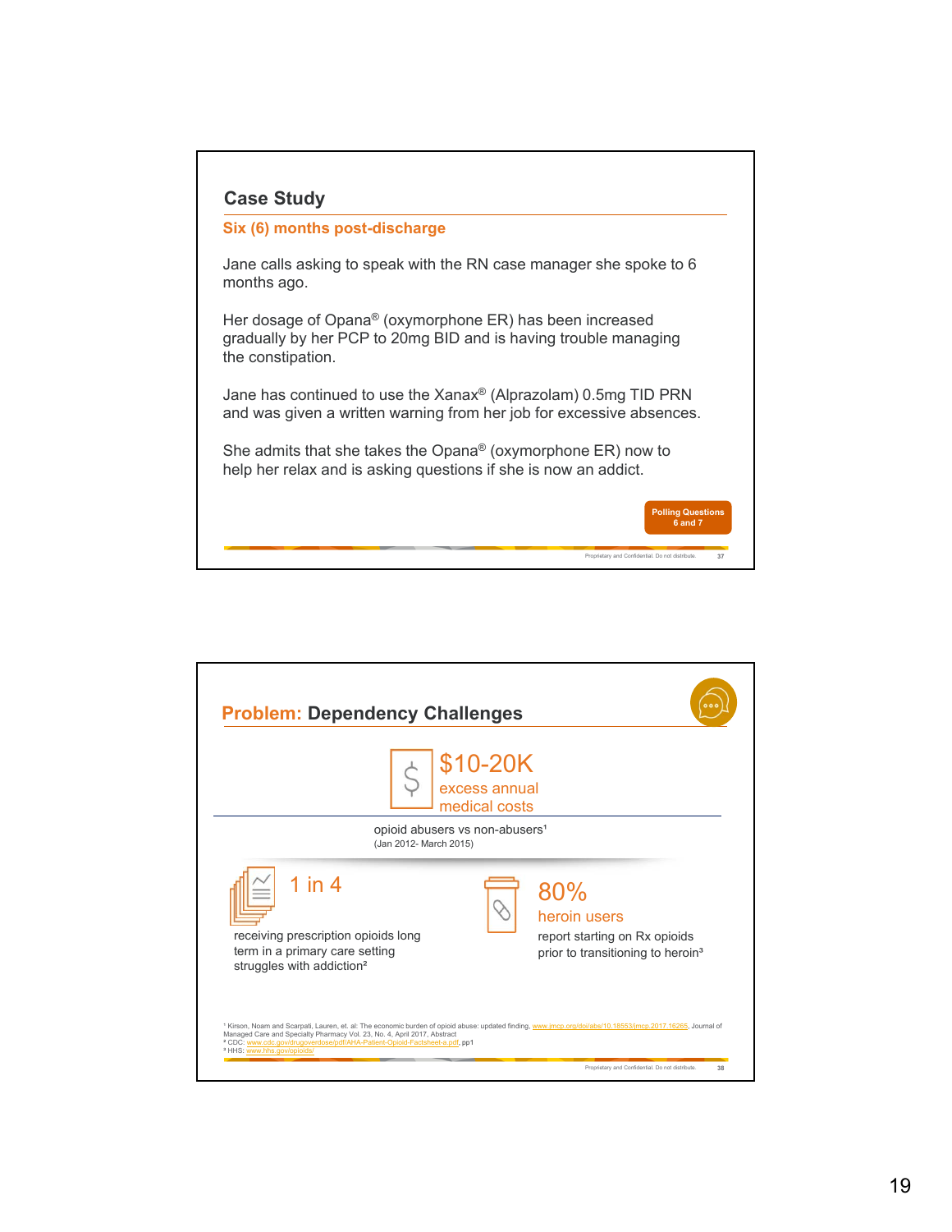## Case Study

**Six (6) months post-discharge**

Jane calls asking to speak with the RN case manager she spoke to 6 months ago.

Her dosage of Opana® (oxymorphone ER) has been increased gradually by her PCP to 20mg BID and is having trouble managing the constipation.

Jane has continued to use the Xanax® (Alprazolam) 0.5mg TID PRN and was given a written warning from her job for excessive absences.

She admits that she takes the Opana® (oxymorphone ER) now to help her relax and is asking questions if she is now an addict.

Polling Questions 6 and 7

## Problem: Dependency Challenges

**$10-20K**
excess annual medical costs

opioid abusers vs non-abusers[1]
(Jan 2012- March 2015)

**1 in 4**

receiving prescription opioids long term in a primary care setting struggles with addiction[2]

**80%**
heroin users

report starting on Rx opioids prior to transitioning to heroin[3]

[1] Kirson, Noam and Scarpati, Lauren, et. al: The economic burden of opioid abuse: updated finding, www.jmcp.org/doi/abs/10.18553/jmcp.2017.16265, Journal of Managed Care and Specialty Pharmacy Vol. 23, No. 4, April 2017, Abstract
[2] CDC: www.cdc.gov/drugoverdose/pdf/AHA-Patient-Opioid-Factsheet-a.pdf, pp1
[3] HHS: www.hhs.gov/opioids/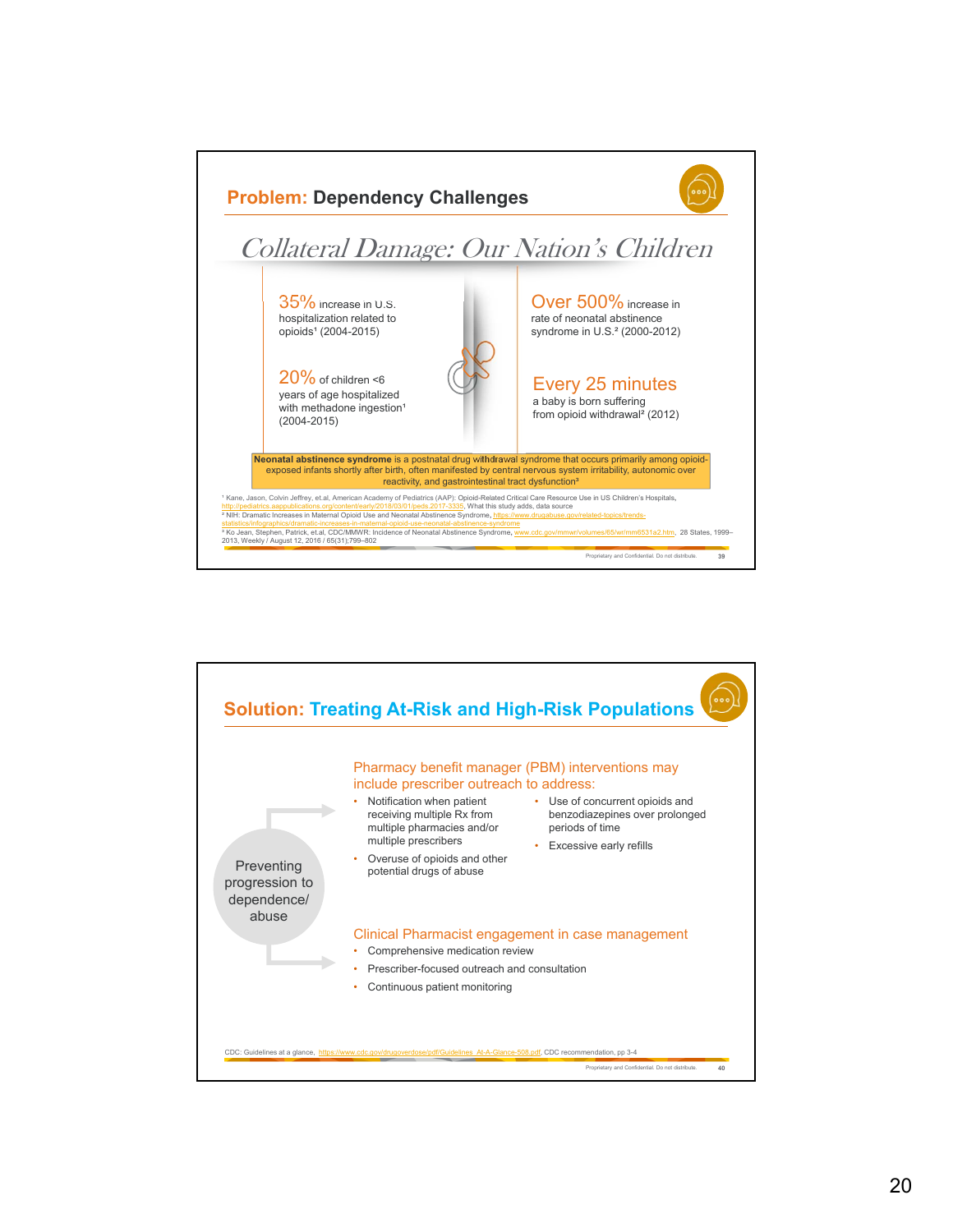## Problem: Dependency Challenges

### *Collateral Damage: Our Nation's Children*

**35%** increase in U.S. hospitalization related to opioids[1] (2004-2015)

**20%** of children <6 years of age hospitalized with methadone ingestion[1] (2004-2015)

**Over 500%** increase in rate of neonatal abstinence syndrome in U.S.[2] (2000-2012)

**Every 25 minutes** a baby is born suffering from opioid withdrawal[2] (2012)

**Neonatal abstinence syndrome** is a postnatal drug withdrawal syndrome that occurs primarily among opioid-exposed infants shortly after birth, often manifested by central nervous system irritability, autonomic over reactivity, and gastrointestinal tract dysfunction[3]

[1] Kane, Jason, Colvin Jeffrey, et.al, American Academy of Pediatrics (AAP): Opioid-Related Critical Care Resource Use in US Children's Hospitals, http://pediatrics.aappublications.org/content/early/2018/03/01/peds.2017-3335, What this study adds, data source
[2] NIH: Dramatic Increases in Maternal Opioid Use and Neonatal Abstinence Syndrome, https://www.drugabuse.gov/related-topics/trends-statistics/infographics/dramatic-increases-in-maternal-opioid-use-neonatal-abstinence-syndrome
[3] Ko Jean, Stephen, Patrick, et.al, CDC/MMWR: Incidence of Neonatal Abstinence Syndrome, www.cdc.gov/mmwr/volumes/65/wr/mm6531a2.htm, 28 States, 1999–2013, Weekly / August 12, 2016 / 65(31);799–802

Proprietary and Confidential. Do not distribute. 39

## Solution: Treating At-Risk and High-Risk Populations

**Preventing progression to dependence/ abuse**

**Pharmacy benefit manager (PBM) interventions may include prescriber outreach to address:**

- Notification when patient receiving multiple Rx from multiple pharmacies and/or multiple prescribers
- Overuse of opioids and other potential drugs of abuse
- Use of concurrent opioids and benzodiazepines over prolonged periods of time
- Excessive early refills

**Clinical Pharmacist engagement in case management**

- Comprehensive medication review
- Prescriber-focused outreach and consultation
- Continuous patient monitoring

CDC: Guidelines at a glance, https://www.cdc.gov/drugoverdose/pdf/Guidelines_At-A-Glance-508.pdf, CDC recommendation, pp 3-4

Proprietary and Confidential. Do not distribute. 40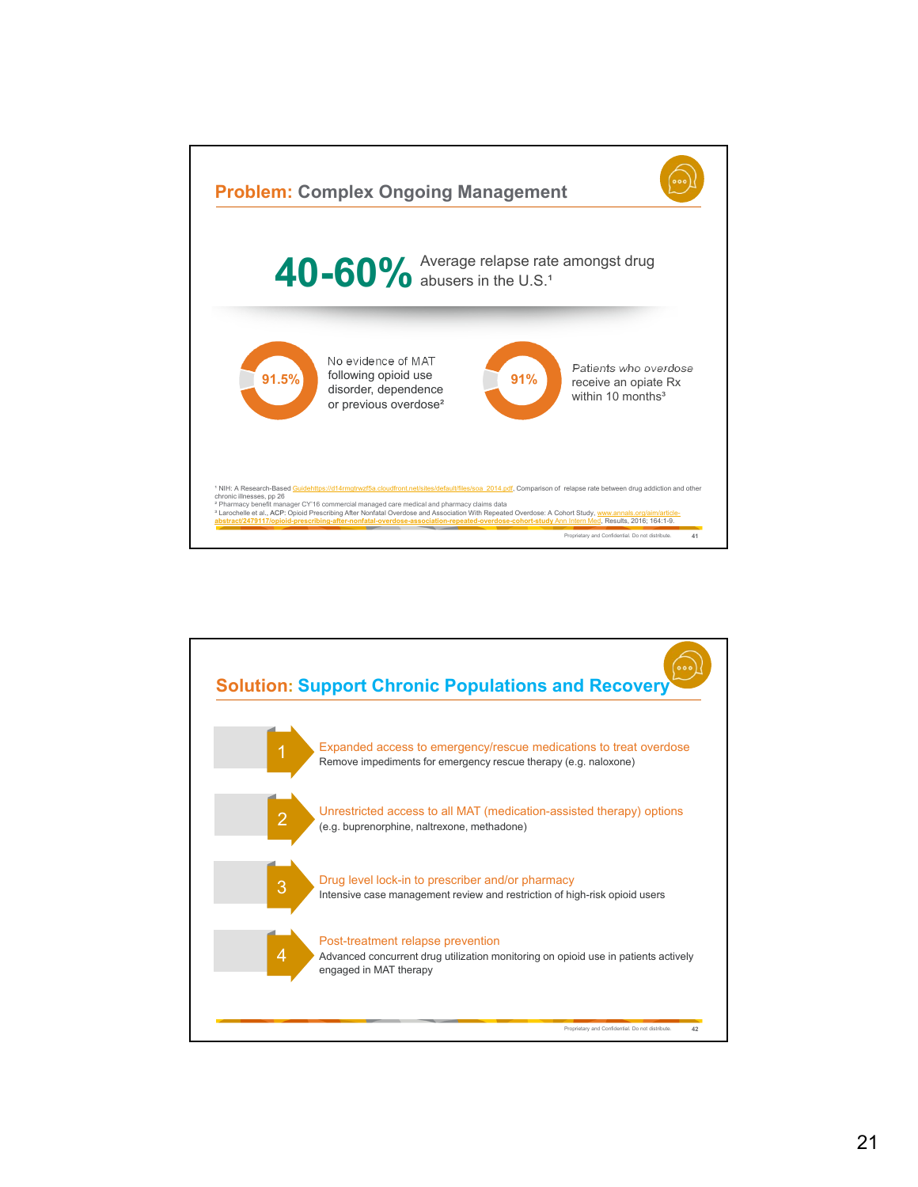## Problem: Complex Ongoing Management

**40-60%** Average relapse rate amongst drug abusers in the U.S.[1]

**91.5%** No evidence of MAT following opioid use disorder, dependence or previous overdose[2]

**91%** Patients who overdose receive an opiate Rx within 10 months[3]

[1] NIH: A Research-Based Guidehttps://d14rmgtrwzf5a.cloudfront.net/sites/default/files/soa_2014.pdf, Comparison of relapse rate between drug addiction and other chronic illnesses, pp 26
[2] Pharmacy benefit manager CY'16 commercial managed care medical and pharmacy claims data
[3] Larochelle et al., ACP: Opioid Prescribing After Nonfatal Overdose and Association With Repeated Overdose: A Cohort Study, www.annals.org/aim/article-abstract/2479117/opioid-prescribing-after-nonfatal-overdose-association-repeated-overdose-cohort-study Ann Intern Med. Results, 2016; 164:1-9.

Proprietary and Confidential. Do not distribute. 41

## Solution: Support Chronic Populations and Recovery

1. **Expanded access to emergency/rescue medications to treat overdose**
   Remove impediments for emergency rescue therapy (e.g. naloxone)
2. **Unrestricted access to all MAT (medication-assisted therapy) options**
   (e.g. buprenorphine, naltrexone, methadone)
3. **Drug level lock-in to prescriber and/or pharmacy**
   Intensive case management review and restriction of high-risk opioid users
4. **Post-treatment relapse prevention**
   Advanced concurrent drug utilization monitoring on opioid use in patients actively engaged in MAT therapy

Proprietary and Confidential. Do not distribute. 42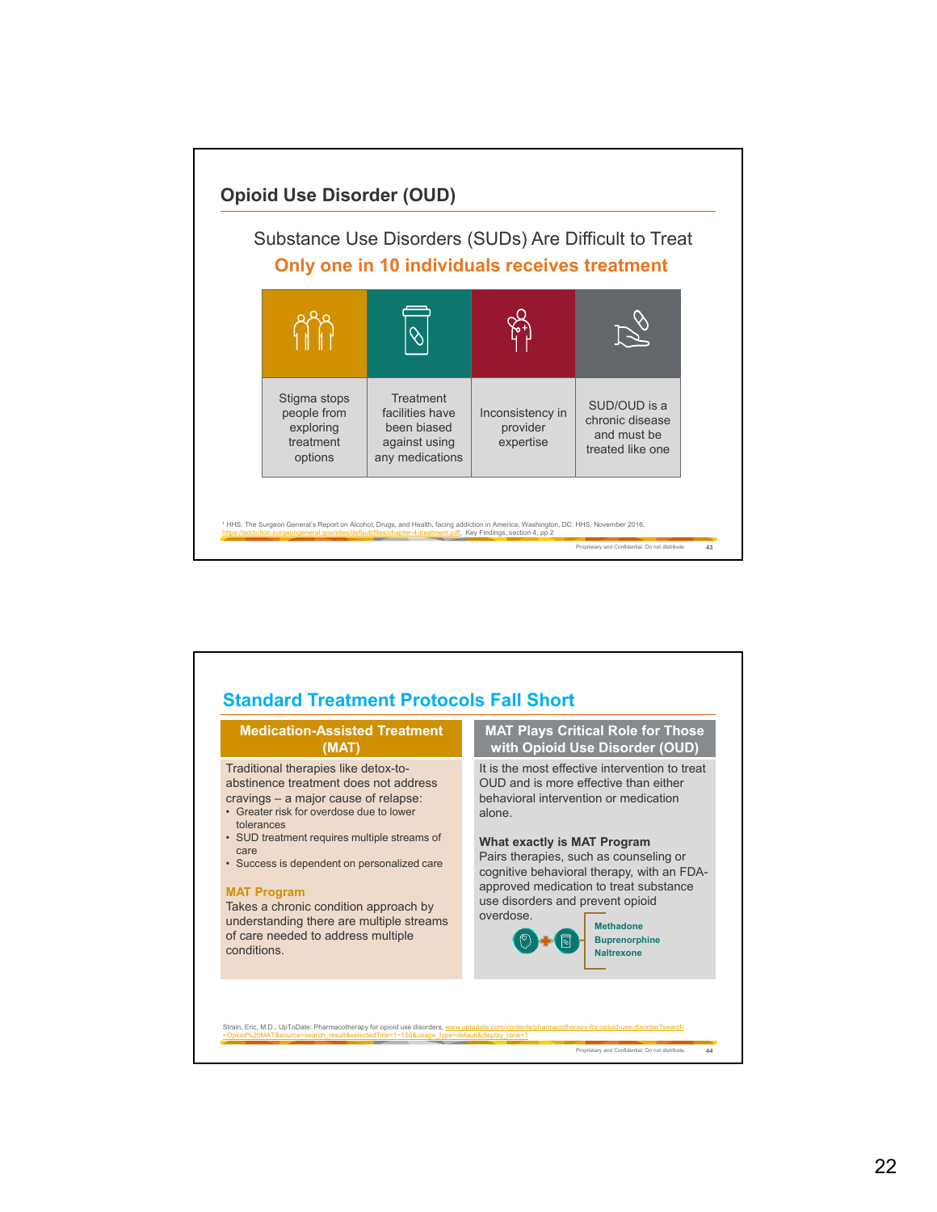## Opioid Use Disorder (OUD)

### Substance Use Disorders (SUDs) Are Difficult to Treat

**Only one in 10 individuals receives treatment**

| Stigma stops people from exploring treatment options | Treatment facilities have been biased against using any medications | Inconsistency in provider expertise | SUD/OUD is a chronic disease and must be treated like one |
|---|---|---|---|

[1] HHS: The Surgeon General's Report on Alcohol, Drugs, and Health, facing addiction in America, Washington, DC: HHS, November 2016, https://addiction.surgeongeneral.gov/sites/default/files/chapter-4-treatment.pdf, Key Findings, section 4, pp 2

Proprietary and Confidential. Do not distribute.

## Standard Treatment Protocols Fall Short

**Medication-Assisted Treatment (MAT)**

Traditional therapies like detox-to-abstinence treatment does not address cravings – a major cause of relapse:

- Greater risk for overdose due to lower tolerances
- SUD treatment requires multiple streams of care
- Success is dependent on personalized care

**MAT Program**

Takes a chronic condition approach by understanding there are multiple streams of care needed to address multiple conditions.

**MAT Plays Critical Role for Those with Opioid Use Disorder (OUD)**

It is the most effective intervention to treat OUD and is more effective than either behavioral intervention or medication alone.

**What exactly is MAT Program**

Pairs therapies, such as counseling or cognitive behavioral therapy, with an FDA-approved medication to treat substance use disorders and prevent opioid overdose.

- Methadone
- Buprenorphine
- Naltrexone

Strain, Eric, M.D., UpToDate: Pharmacotherapy for opioid use disorders, www.uptodate.com/contents/pharmacotherapy-for-opioid-use-disorder?search=Opioid%20MAT&source=search_result&selectedTitle=1~150&usage_type=default&display_rank=1

Proprietary and Confidential. Do not distribute.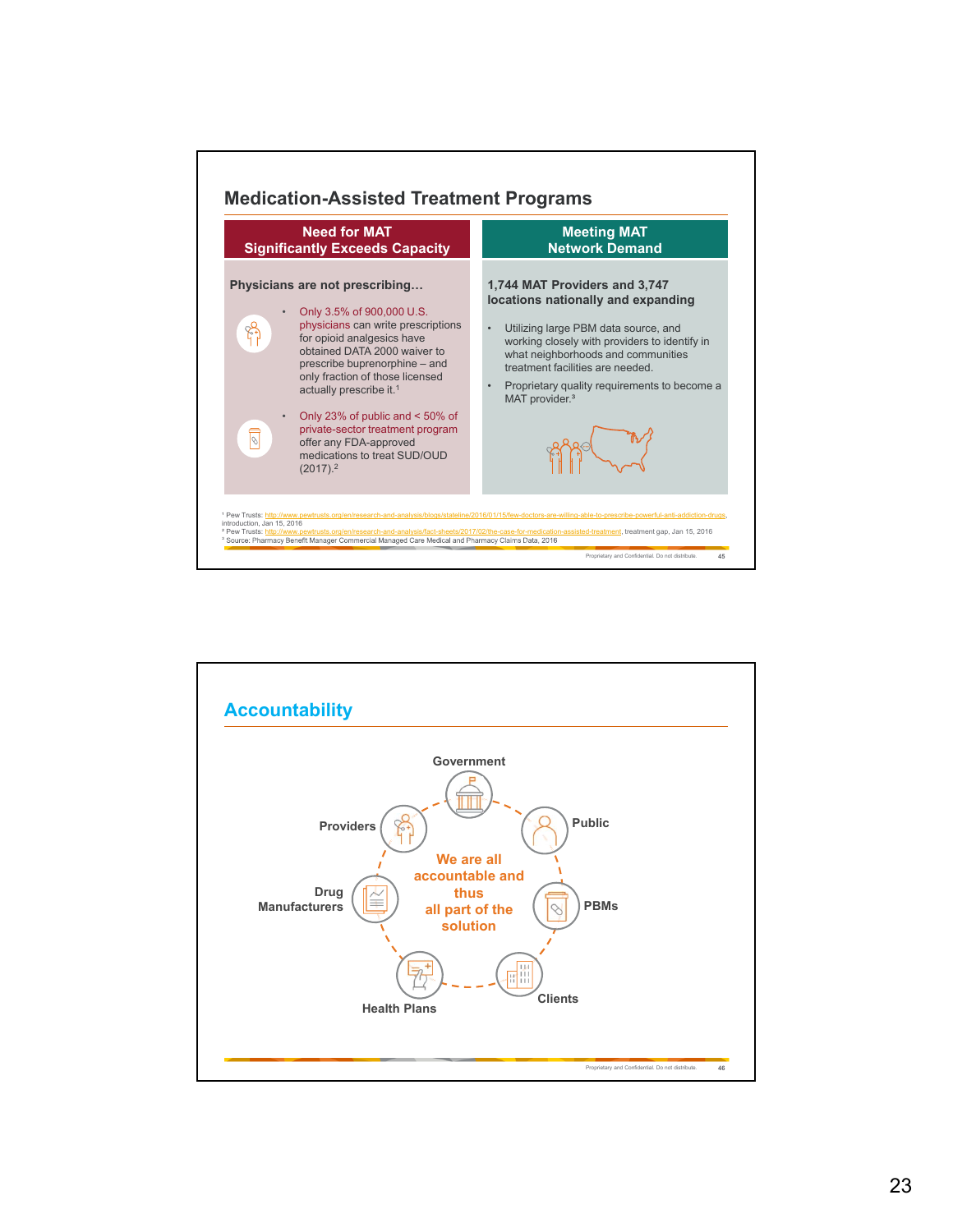## Medication-Assisted Treatment Programs

### Need for MAT Significantly Exceeds Capacity

**Physicians are not prescribing…**

- Only 3.5% of 900,000 U.S. physicians can write prescriptions for opioid analgesics have obtained DATA 2000 waiver to prescribe buprenorphine – and only fraction of those licensed actually prescribe it.[1]
- Only 23% of public and < 50% of private-sector treatment program offer any FDA-approved medications to treat SUD/OUD (2017).[2]

### Meeting MAT Network Demand

**1,744 MAT Providers and 3,747 locations nationally and expanding**

- Utilizing large PBM data source, and working closely with providers to identify in what neighborhoods and communities treatment facilities are needed.
- Proprietary quality requirements to become a MAT provider.[3]

[1] Pew Trusts: http://www.pewtrusts.org/en/research-and-analysis/blogs/stateline/2016/01/15/few-doctors-are-willing-able-to-prescribe-powerful-anti-addiction-drugs, introduction, Jan 15, 2016
[2] Pew Trusts: http://www.pewtrusts.org/en/research-and-analysis/fact-sheets/2017/02/the-case-for-medication-assisted-treatment, treatment gap, Jan 15, 2016
[3] Source: Pharmacy Benefit Manager Commercial Managed Care Medical and Pharmacy Claims Data, 2016

Proprietary and Confidential. Do not distribute.

## Accountability

- Government
- Public
- PBMs
- Clients
- Health Plans
- Drug Manufacturers
- Providers

**We are all accountable and thus all part of the solution**

Proprietary and Confidential. Do not distribute.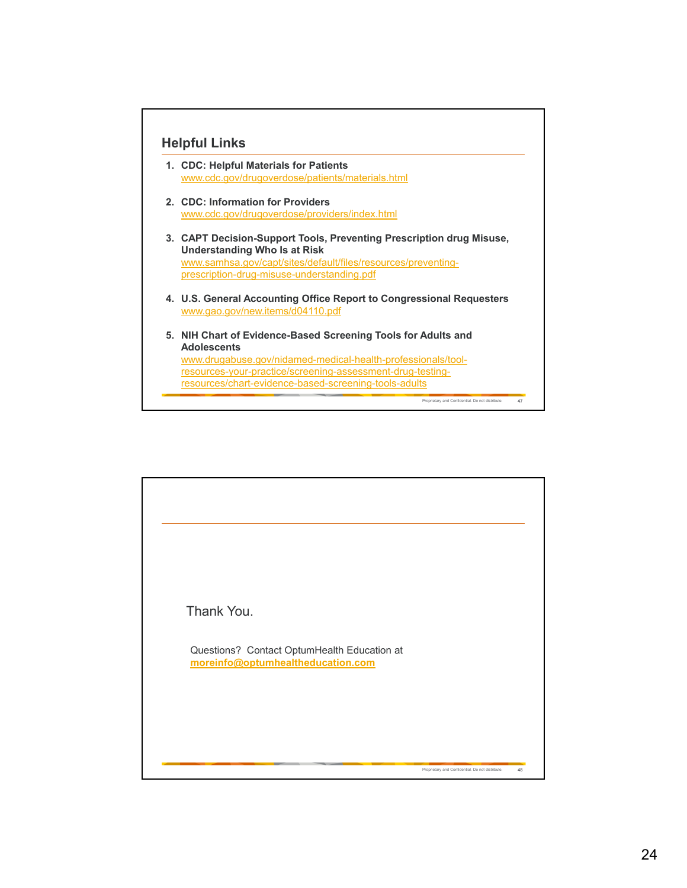## Helpful Links

1. **CDC: Helpful Materials for Patients**
   www.cdc.gov/drugoverdose/patients/materials.html

2. **CDC: Information for Providers**
   www.cdc.gov/drugoverdose/providers/index.html

3. **CAPT Decision-Support Tools, Preventing Prescription drug Misuse, Understanding Who Is at Risk**
   www.samhsa.gov/capt/sites/default/files/resources/preventing-prescription-drug-misuse-understanding.pdf

4. **U.S. General Accounting Office Report to Congressional Requesters**
   www.gao.gov/new.items/d04110.pdf

5. **NIH Chart of Evidence-Based Screening Tools for Adults and Adolescents**
   www.drugabuse.gov/nidamed-medical-health-professionals/tool-resources-your-practice/screening-assessment-drug-testing-resources/chart-evidence-based-screening-tools-adults

---

Thank You.

Questions? Contact OptumHealth Education at **moreinfo@optumhealtheducation.com**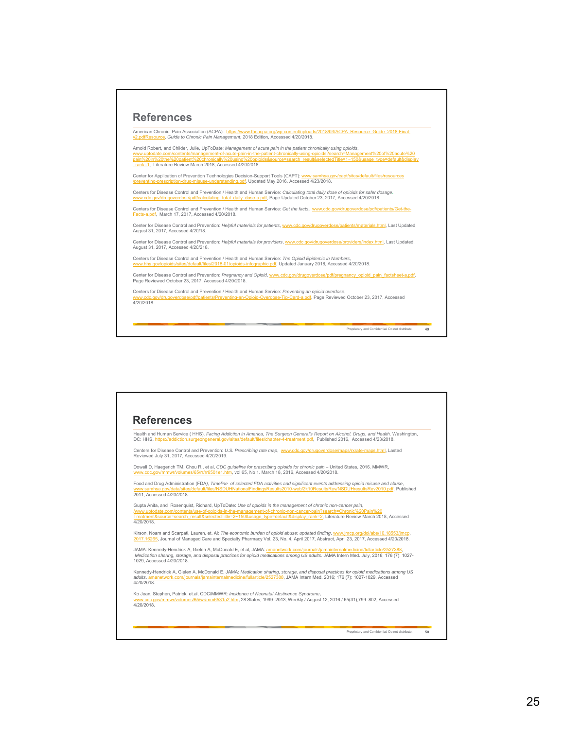## References

American Chronic Pain Association (ACPA): https://www.theacpa.org/wp-content/uploads/2018/03/ACPA_Resource_Guide_2018-Final-v2.pdfResource, *Guide to Chronic Pain Management*, 2018 Edition, Accessed 4/20/2018.

Arnold Robert, and Childer, Julie, UpToDate: *Management of acute pain in the patient chronically using opioids*, www.uptodate.com/contents/management-of-acute-pain-in-the-patient-chronically-using-opioids?search=Management%20of%20acute%20pain%20in%20the%20patient%20chronically%20using%20opioids&source=search_result&selectedTitle=1~150&usage_type=default&display_rank=1, Literature Review March 2018, Accessed 4/20/2018.

Center for Application of Prevention Technologies Decision-Support Tools (CAPT): www.samhsa.gov/capt/sites/default/files/resources/preventing-prescription-drug-misuse-understanding.pdf, Updated May 2016, Accessed 4/23/2018.

Centers for Disease Control and Prevention / Health and Human Service: *Calculating total daily dose of opioids for safer dosage*. www.cdc.gov/drugoverdose/pdf/calculating_total_daily_dose-a.pdf, Page Updated October 23, 2017, Accessed 4/20/2018.

Centers for Disease Control and Prevention / Health and Human Service: *Get the facts*, www.cdc.gov/drugoverdose/pdf/patients/Get-the-Facts-a.pdf, March 17, 2017, Accessed 4/20/2018.

Center for Disease Control and Prevention: *Helpful materials for patients*, www.cdc.gov/drugoverdose/patients/materials.html, Last Updated, August 31, 2017, Accessed 4/20/18.

Center for Disease Control and Prevention: *Helpful materials for providers*, www.cdc.gov/drugoverdose/providers/index.html, Last Updated, August 31, 2017, Accessed 4/20/2018.

Centers for Disease Control and Prevention / Health and Human Service: *The Opioid Epidemic in Numbers*, www.hhs.gov/opioids/sites/default/files/2018-01/opioids-infographic.pdf, Updated January 2018, Accessed 4/20/2018.

Center for Disease Control and Prevention: *Pregnancy and Opioid*, www.cdc.gov/drugoverdose/pdf/pregnancy_opioid_pain_factsheet-a.pdf, Page Reviewed October 23, 2017, Accessed 4/20/2018.

Centers for Disease Control and Prevention / Health and Human Service: *Preventing an opioid overdose*, www.cdc.gov/drugoverdose/pdf/patients/Preventing-an-Opioid-Overdose-Tip-Card-a.pdf, Page Reviewed October 23, 2017, Accessed 4/20/2018.

Proprietary and Confidential. Do not distribute.

## References

Health and Human Service ( HHS), *Facing Addiction in America, The Surgeon General's Report on Alcohol, Drugs, and Health*. Washington, DC: HHS, https://addiction.surgeongeneral.gov/sites/default/files/chapter-4-treatment.pdf, Published 2016, Accessed 4/23/2018.

Centers for Disease Control and Prevention: *U.S. Prescribing rate map*, www.cdc.gov/drugoverdose/maps/rxrate-maps.html, Lasted Reviewed July 31, 2017, Accessed 4/20/2019.

Dowell D, Haegerich TM, Chou R., et al, *CDC guideline for prescribing opioids for chronic pain* – United States, 2016. MMWR, www.cdc.gov/mmwr/volumes/65/rr/rr6501e1.htm, vol 65, No 1. March 18, 2016, Accessed 4/20/2018.

Food and Drug Administration (FDA), *Timeline of selected FDA activities and significant events addressing opioid misuse and abuse*, www.samhsa.gov/data/sites/default/files/NSDUHNationalFindingsResults2010-web/2k10ResultsRev/NSDUHresultsRev2010.pdf, Published 2011, Accessed 4/20/2018.

Gupta Anita, and Rosenquist, Richard, UpToDate: *Use of opioids in the management of chronic non-cancer pain*, /www.uptodate.com/contents/use-of-opioids-in-the-management-of-chronic-non-cancer-pain?search=Chronic%20Pain%20Treatment&source=search_result&selectedTitle=2~150&usage_type=default&display_rank=2, Literature Review March 2018, Accessed 4/20/2018.

Kirson, Noam and Scarpati, Lauren, et. Al: *The economic burden of opioid abuse: updated finding*, www.jmcp.org/doi/abs/10.18553/jmcp.2017.16265, Journal of Managed Care and Specialty Pharmacy Vol. 23, No. 4, April 2017, Abstract, April 23, 2017, Accessed 4/20/2018.

JAMA: Kennedy-Hendrick A, Gielen A, McDonald E, et al, JAMA: amanetwork.com/journals/jamainternalmedicine/fullarticle/2527388, *Medication sharing, storage, and disposal practices for opioid medications among US adults*. JAMA Intern Med. July, 2016; 176 (7): 1027-1029, Accessed 4/20/2018.

Kennedy-Hendrick A, Gielen A, McDonald E, JAMA: *Medication sharing, storage, and disposal practices for opioid medications among US adults*. amanetwork.com/journals/jamainternalmedicine/fullarticle/2527388, JAMA Intern Med. 2016; 176 (7): 1027-1029, Accessed 4/20/2018.

Ko Jean, Stephen, Patrick, et.al, CDC/MMWR: *Incidence of Neonatal Abstinence Syndrome*, www.cdc.gov/mmwr/volumes/65/wr/mm6531a2.htm, 28 States, 1999–2013, Weekly / August 12, 2016 / 65(31);799–802, Accessed 4/20/2018.

Proprietary and Confidential. Do not distribute.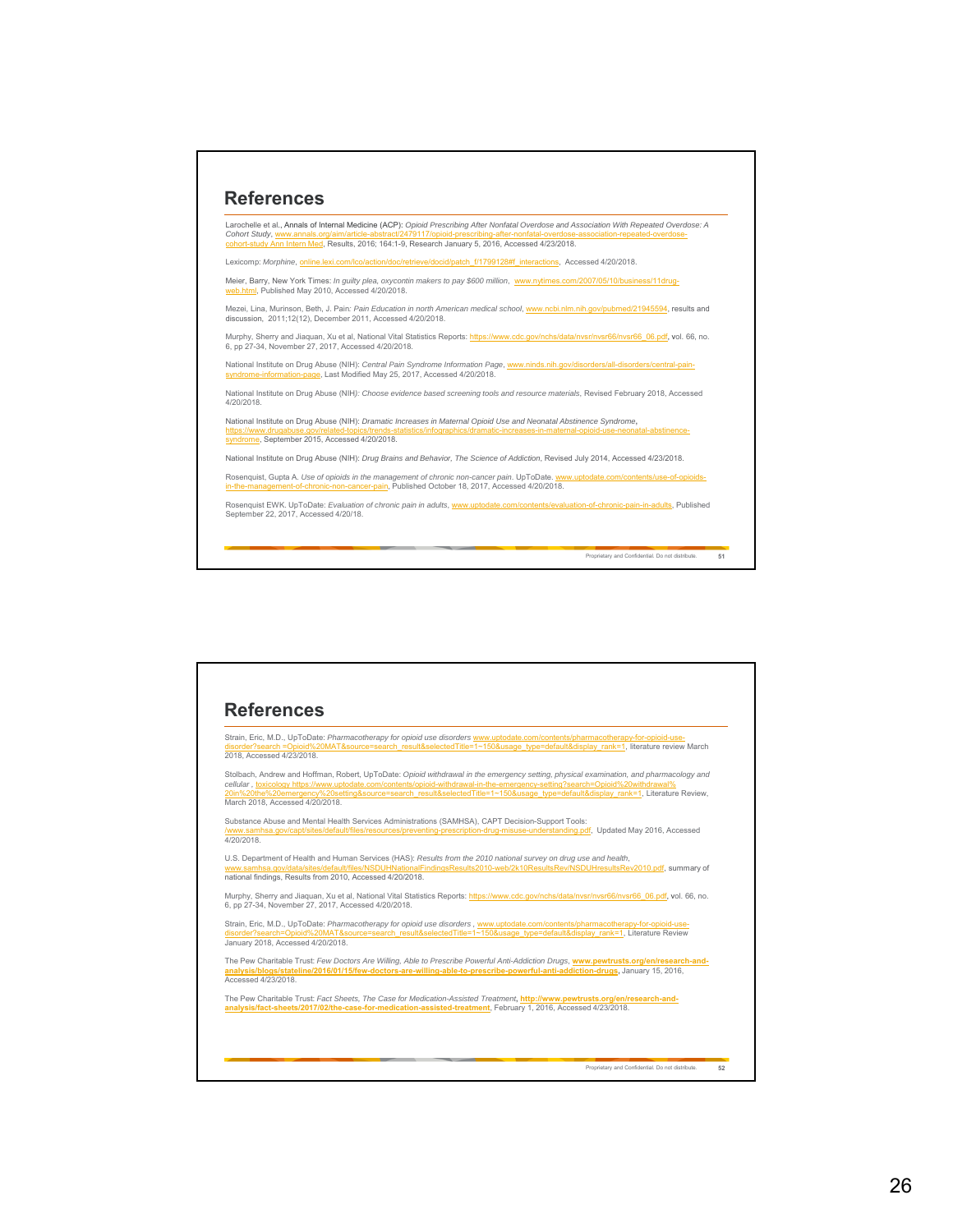## References

Larochelle et al., Annals of Internal Medicine (ACP): *Opioid Prescribing After Nonfatal Overdose and Association With Repeated Overdose: A Cohort Study*, www.annals.org/aim/article-abstract/2479117/opioid-prescribing-after-nonfatal-overdose-association-repeated-overdose-cohort-study Ann Intern Med, Results, 2016; 164:1-9, Research January 5, 2016, Accessed 4/23/2018.

Lexicomp: *Morphine*, online.lexi.com/lco/action/doc/retrieve/docid/patch_f/1799128#f_interactions, Accessed 4/20/2018.

Meier, Barry, New York Times: *In guilty plea, oxycontin makers to pay $600 million*, www.nytimes.com/2007/05/10/business/11drug-web.html, Published May 2010, Accessed 4/20/2018.

Mezei, Lina, Murinson, Beth, J. Pain: *Pain Education in north American medical school*, www.ncbi.nlm.nih.gov/pubmed/21945594, results and discussion, 2011;12(12), December 2011, Accessed 4/20/2018.

Murphy, Sherry and Jiaquan, Xu et al, National Vital Statistics Reports: https://www.cdc.gov/nchs/data/nvsr/nvsr66/nvsr66_06.pdf, vol. 66, no. 6, pp 27-34, November 27, 2017, Accessed 4/20/2018.

National Institute on Drug Abuse (NIH): *Central Pain Syndrome Information Page*, www.ninds.nih.gov/disorders/all-disorders/central-pain-syndrome-information-page, Last Modified May 25, 2017, Accessed 4/20/2018.

National Institute on Drug Abuse (NIH): *Choose evidence based screening tools and resource materials*, Revised February 2018, Accessed 4/20/2018.

National Institute on Drug Abuse (NIH): *Dramatic Increases in Maternal Opioid Use and Neonatal Abstinence Syndrome*, https://www.drugabuse.gov/related-topics/trends-statistics/infographics/dramatic-increases-in-maternal-opioid-use-neonatal-abstinence-syndrome, September 2015, Accessed 4/20/2018.

National Institute on Drug Abuse (NIH): *Drug Brains and Behavior, The Science of Addiction*, Revised July 2014, Accessed 4/23/2018.

Rosenquist, Gupta A. *Use of opioids in the management of chronic non-cancer pain*. UpToDate. www.uptodate.com/contents/use-of-opioids-in-the-management-of-chronic-non-cancer-pain, Published October 18, 2017, Accessed 4/20/2018.

Rosenquist EWK. UpToDate: *Evaluation of chronic pain in adults*, www.uptodate.com/contents/evaluation-of-chronic-pain-in-adults, Published September 22, 2017, Accessed 4/20/18.

## References

Strain, Eric, M.D., UpToDate: *Pharmacotherapy for opioid use disorders* www.uptodate.com/contents/pharmacotherapy-for-opioid-use-disorder?search =Opioid%20MAT&source=search_result&selectedTitle=1~150&usage_type=default&display_rank=1, literature review March 2018, Accessed 4/23/2018.

Stolbach, Andrew and Hoffman, Robert, UpToDate: *Opioid withdrawal in the emergency setting, physical examination, and pharmacology and cellular* , toxicology https://www.uptodate.com/contents/opioid-withdrawal-in-the-emergency-setting?search=Opioid%20withdrawal%20in%20the%20emergency%20setting&source=search_result&selectedTitle=1~150&usage_type=default&display_rank=1, Literature Review, March 2018, Accessed 4/20/2018.

Substance Abuse and Mental Health Services Administrations (SAMHSA), CAPT Decision-Support Tools: /www.samhsa.gov/capt/sites/default/files/resources/preventing-prescription-drug-misuse-understanding.pdf, Updated May 2016, Accessed 4/20/2018.

U.S. Department of Health and Human Services (HAS): *Results from the 2010 national survey on drug use and health*, www.samhsa.gov/data/sites/default/files/NSDUHNationalFindingsResults2010-web/2k10ResultsRev/NSDUHresultsRev2010.pdf, summary of national findings, Results from 2010, Accessed 4/20/2018.

Murphy, Sherry and Jiaquan, Xu et al, National Vital Statistics Reports: https://www.cdc.gov/nchs/data/nvsr/nvsr66/nvsr66_06.pdf, vol. 66, no. 6, pp 27-34, November 27, 2017, Accessed 4/20/2018.

Strain, Eric, M.D., UpToDate: *Pharmacotherapy for opioid use disorders* , www.uptodate.com/contents/pharmacotherapy-for-opioid-use-disorder?search=Opioid%20MAT&source=search_result&selectedTitle=1~150&usage_type=default&display_rank=1, Literature Review January 2018, Accessed 4/20/2018.

The Pew Charitable Trust: *Few Doctors Are Willing, Able to Prescribe Powerful Anti-Addiction Drugs*, **www.pewtrusts.org/en/research-and-analysis/blogs/stateline/2016/01/15/few-doctors-are-willing-able-to-prescribe-powerful-anti-addiction-drugs**, January 15, 2016, Accessed 4/23/2018.

The Pew Charitable Trust: *Fact Sheets, The Case for Medication-Assisted Treatment*, **http://www.pewtrusts.org/en/research-and-analysis/fact-sheets/2017/02/the-case-for-medication-assisted-treatment**, February 1, 2016, Accessed 4/23/2018.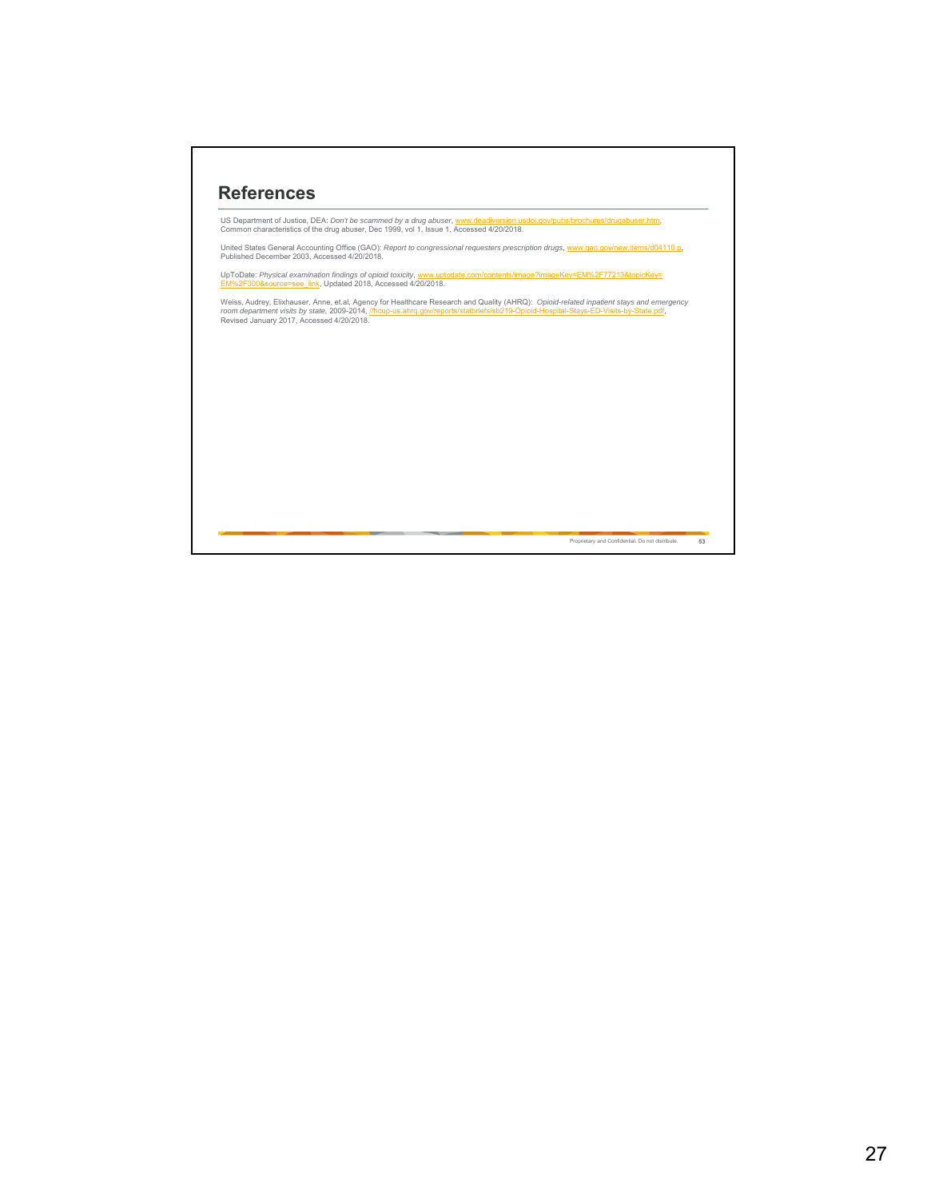## References

US Department of Justice, DEA: *Don't be scammed by a drug abuser*, www.deadiversion.usdoj.gov/pubs/brochures/drugabuser.htm, Common characteristics of the drug abuser, Dec 1999, vol 1, Issue 1, Accessed 4/20/2018.

United States General Accounting Office (GAO): *Report to congressional requesters prescription drugs*, www.gao.gov/new.items/d04110.p, Published December 2003, Accessed 4/20/2018.

UpToDate: *Physical examination findings of opioid toxicity*, www.uptodate.com/contents/image?imageKey=EM%2F77213&topicKey=EM%2F300&source=see_link, Updated 2018, Accessed 4/20/2018.

Weiss, Audrey, Elixhauser, Anne, et.al, Agency for Healthcare Research and Quality (AHRQ): *Opioid-related inpatient stays and emergency room department visits by state,* 2009-2014, //hcup-us.ahrq.gov/reports/statbriefs/sb219-Opioid-Hospital-Stays-ED-Visits-by-State.pdf, Revised January 2017, Accessed 4/20/2018.

Proprietary and Confidential. Do not distribute.